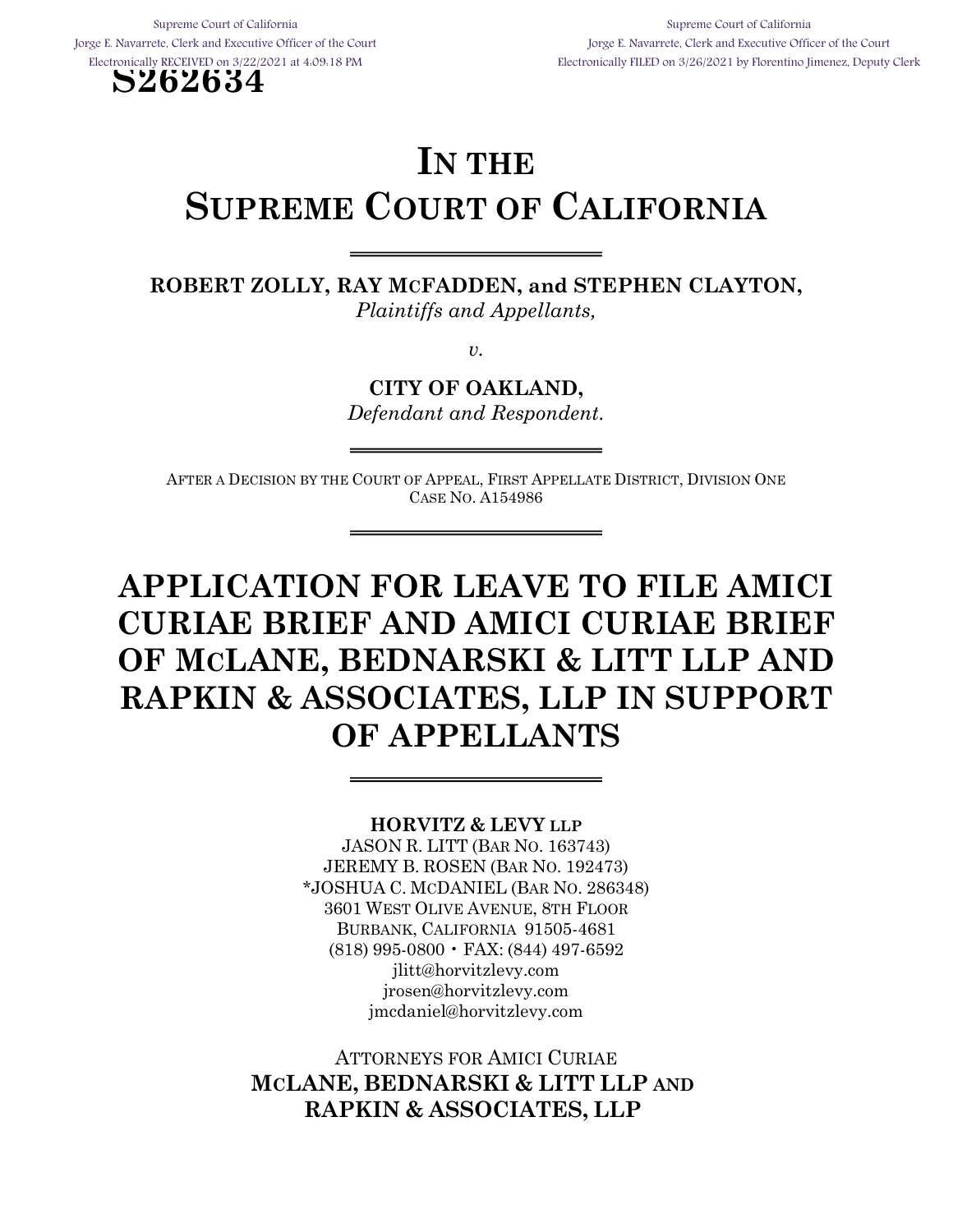Supreme Court of California
Jorge E. Navarrete, Clerk and Executive Officer of the Court
Electronically RECEIVED on 3/22/2021 at 4:09:18 PM

Supreme Court of California
Jorge E. Navarrete, Clerk and Executive Officer of the Court
Electronically FILED on 3/26/2021 by Florentino Jimenez, Deputy Clerk

**S262634**

# IN THE SUPREME COURT OF CALIFORNIA

**ROBERT ZOLLY, RAY MCFADDEN, and STEPHEN CLAYTON,**
*Plaintiffs and Appellants,*

*v.*

**CITY OF OAKLAND,**
*Defendant and Respondent.*

AFTER A DECISION BY THE COURT OF APPEAL, FIRST APPELLATE DISTRICT, DIVISION ONE
CASE NO. A154986

# APPLICATION FOR LEAVE TO FILE AMICI CURIAE BRIEF AND AMICI CURIAE BRIEF OF MCLANE, BEDNARSKI & LITT LLP AND RAPKIN & ASSOCIATES, LLP IN SUPPORT OF APPELLANTS

**HORVITZ & LEVY LLP**
JASON R. LITT (BAR NO. 163743)
JEREMY B. ROSEN (BAR NO. 192473)
*JOSHUA C. MCDANIEL (BAR NO. 286348)
3601 WEST OLIVE AVENUE, 8TH FLOOR
BURBANK, CALIFORNIA 91505-4681
(818) 995-0800 • FAX: (844) 497-6592
jlitt@horvitzlevy.com
jrosen@horvitzlevy.com
jmcdaniel@horvitzlevy.com

ATTORNEYS FOR AMICI CURIAE
**MCLANE, BEDNARSKI & LITT LLP AND RAPKIN & ASSOCIATES, LLP**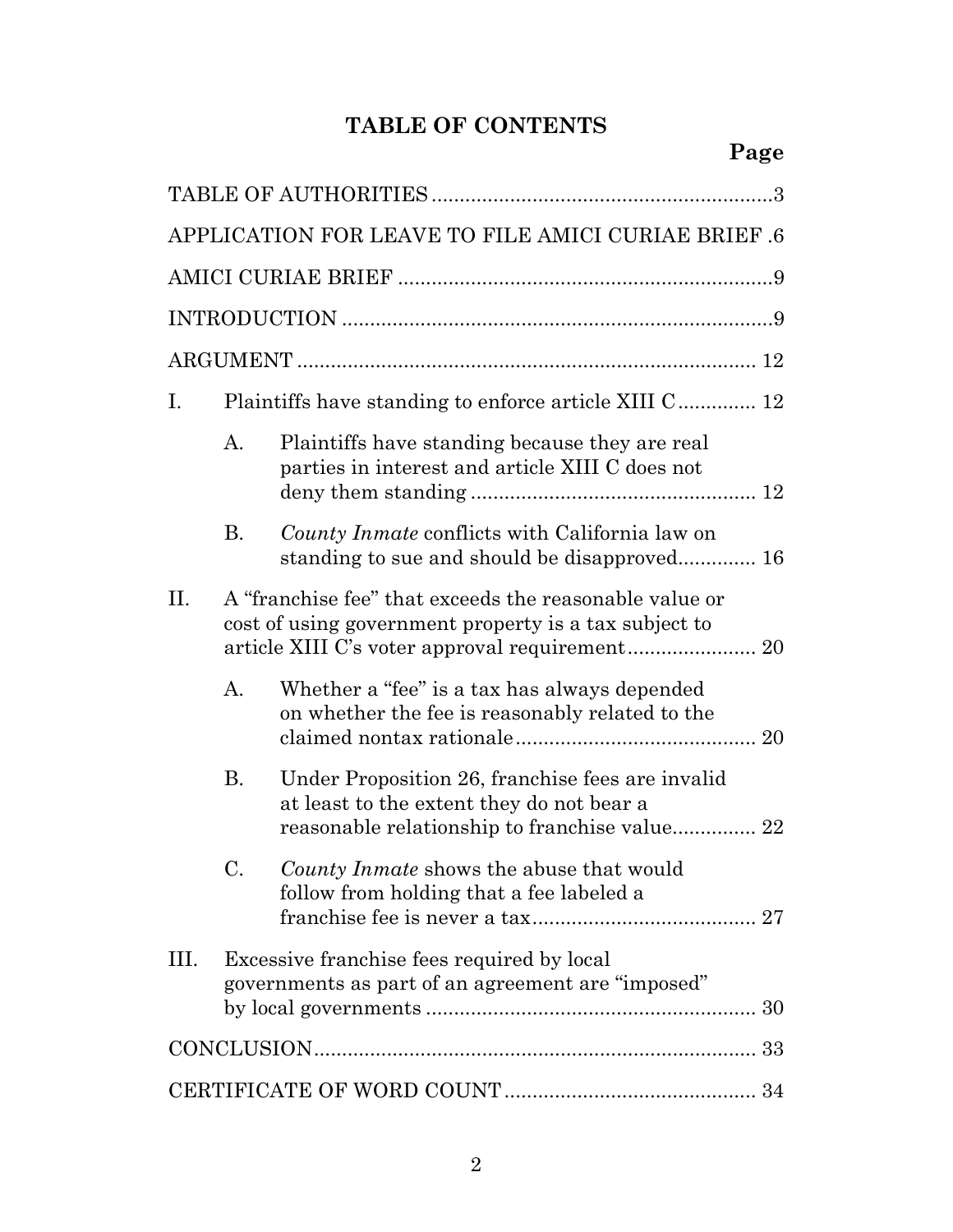# TABLE OF CONTENTS

**Page**

TABLE OF AUTHORITIES ........................................................3

APPLICATION FOR LEAVE TO FILE AMICI CURIAE BRIEF .6

AMICI CURIAE BRIEF ..........................................................9

INTRODUCTION ....................................................................9

ARGUMENT ......................................................................... 12

I. Plaintiffs have standing to enforce article XIII C ............. 12

   A. Plaintiffs have standing because they are real parties in interest and article XIII C does not deny them standing ............................................. 12

   B. *County Inmate* conflicts with California law on standing to sue and should be disapproved.............. 16

II. A "franchise fee" that exceeds the reasonable value or cost of using government property is a tax subject to article XIII C's voter approval requirement....................... 20

   A. Whether a "fee" is a tax has always depended on whether the fee is reasonably related to the claimed nontax rationale........................................... 20

   B. Under Proposition 26, franchise fees are invalid at least to the extent they do not bear a reasonable relationship to franchise value............... 22

   C. *County Inmate* shows the abuse that would follow from holding that a fee labeled a franchise fee is never a tax........................................ 27

III. Excessive franchise fees required by local governments as part of an agreement are "imposed" by local governments ........................................................... 30

CONCLUSION....................................................................... 33

CERTIFICATE OF WORD COUNT ............................................. 34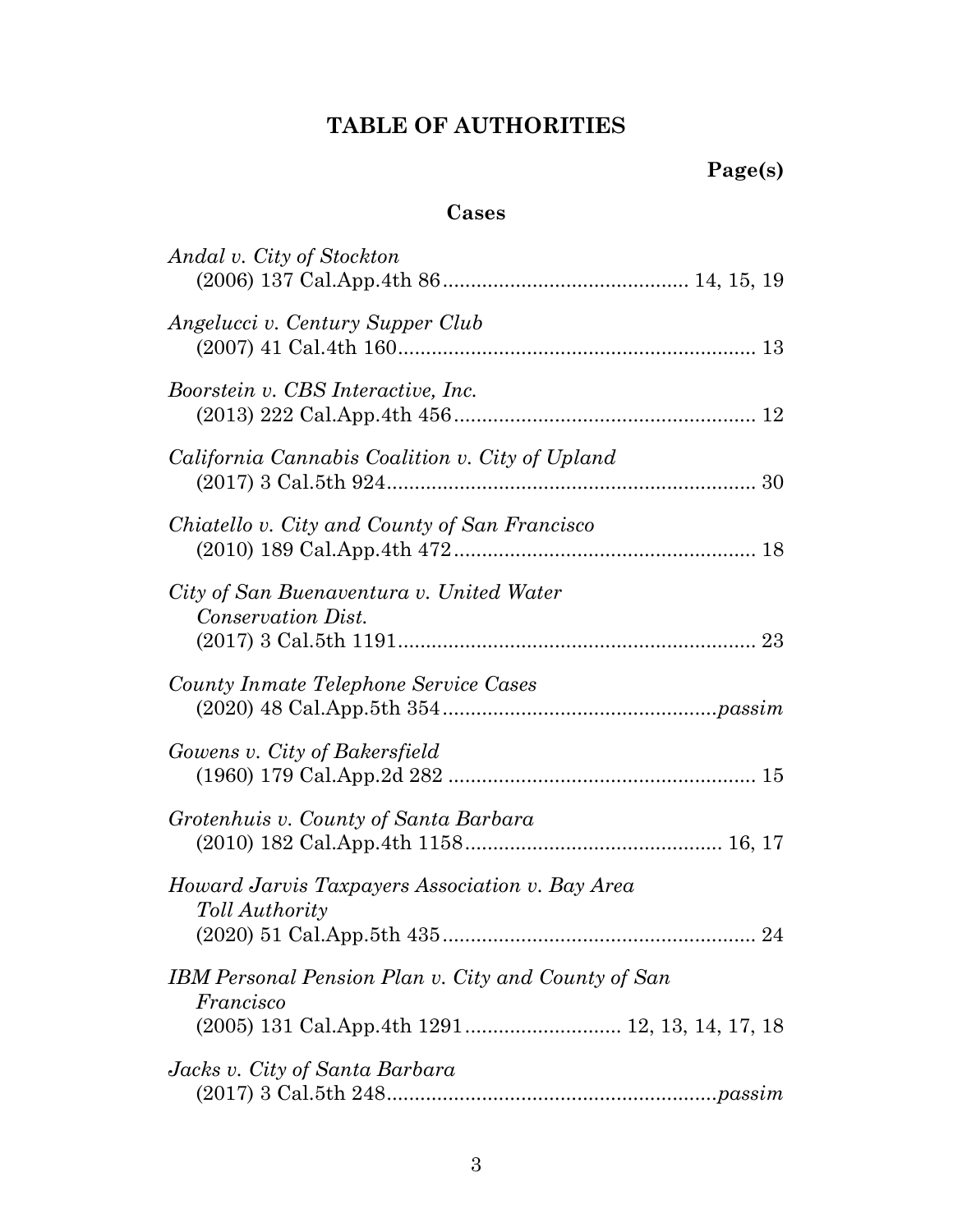# TABLE OF AUTHORITIES

**Page(s)**

## Cases

*Andal v. City of Stockton*
(2006) 137 Cal.App.4th 86 .......................................... 14, 15, 19

*Angelucci v. Century Supper Club*
(2007) 41 Cal.4th 160 .............................................................. 13

*Boorstein v. CBS Interactive, Inc.*
(2013) 222 Cal.App.4th 456 ..................................................... 12

*California Cannabis Coalition v. City of Upland*
(2017) 3 Cal.5th 924 ................................................................. 30

*Chiatello v. City and County of San Francisco*
(2010) 189 Cal.App.4th 472 ..................................................... 18

*City of San Buenaventura v. United Water Conservation Dist.*
(2017) 3 Cal.5th 1191 ............................................................... 23

*County Inmate Telephone Service Cases*
(2020) 48 Cal.App.5th 354 ................................................*passim*

*Gowens v. City of Bakersfield*
(1960) 179 Cal.App.2d 282 ...................................................... 15

*Grotenhuis v. County of Santa Barbara*
(2010) 182 Cal.App.4th 1158 ............................................ 16, 17

*Howard Jarvis Taxpayers Association v. Bay Area Toll Authority*
(2020) 51 Cal.App.5th 435 ....................................................... 24

*IBM Personal Pension Plan v. City and County of San Francisco*
(2005) 131 Cal.App.4th 1291 ........................... 12, 13, 14, 17, 18

*Jacks v. City of Santa Barbara*
(2017) 3 Cal.5th 248 ..........................................................*passim*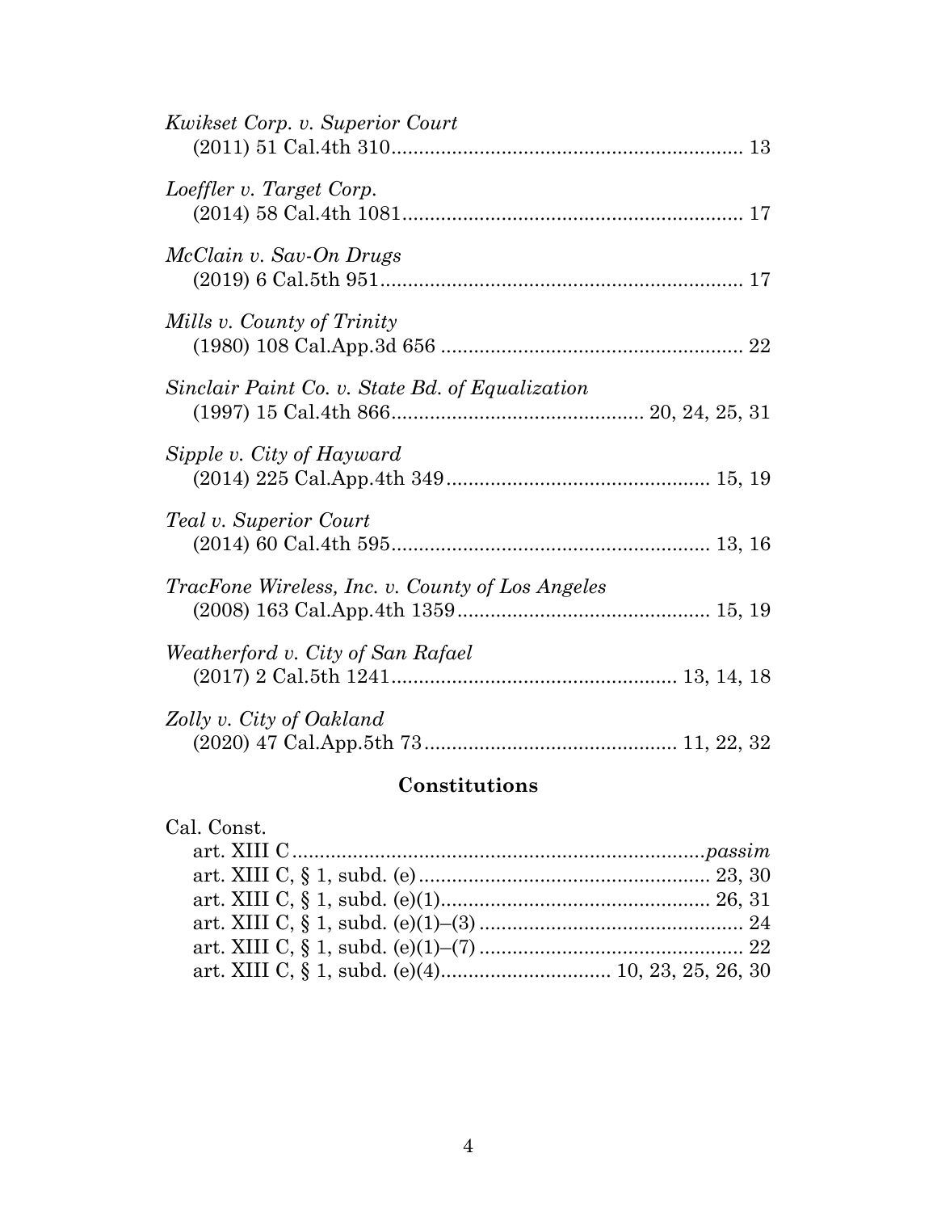*Kwikset Corp. v. Superior Court*
(2011) 51 Cal.4th 310................................................................ 13

*Loeffler v. Target Corp.*
(2014) 58 Cal.4th 1081.............................................................. 17

*McClain v. Sav-On Drugs*
(2019) 6 Cal.5th 951.................................................................. 17

*Mills v. County of Trinity*
(1980) 108 Cal.App.3d 656 ....................................................... 22

*Sinclair Paint Co. v. State Bd. of Equalization*
(1997) 15 Cal.4th 866............................................. 20, 24, 25, 31

*Sipple v. City of Hayward*
(2014) 225 Cal.App.4th 349............................................... 15, 19

*Teal v. Superior Court*
(2014) 60 Cal.4th 595......................................................... 13, 16

*TracFone Wireless, Inc. v. County of Los Angeles*
(2008) 163 Cal.App.4th 1359............................................. 15, 19

*Weatherford v. City of San Rafael*
(2017) 2 Cal.5th 1241................................................... 13, 14, 18

*Zolly v. City of Oakland*
(2020) 47 Cal.App.5th 73............................................. 11, 22, 32

## Constitutions

Cal. Const.
- art. XIII C...........................................................................*passim*
- art. XIII C, § 1, subd. (e)..................................................... 23, 30
- art. XIII C, § 1, subd. (e)(1)................................................. 26, 31
- art. XIII C, § 1, subd. (e)(1)–(3) ................................................ 24
- art. XIII C, § 1, subd. (e)(1)–(7) ................................................ 22
- art. XIII C, § 1, subd. (e)(4)............................... 10, 23, 25, 26, 30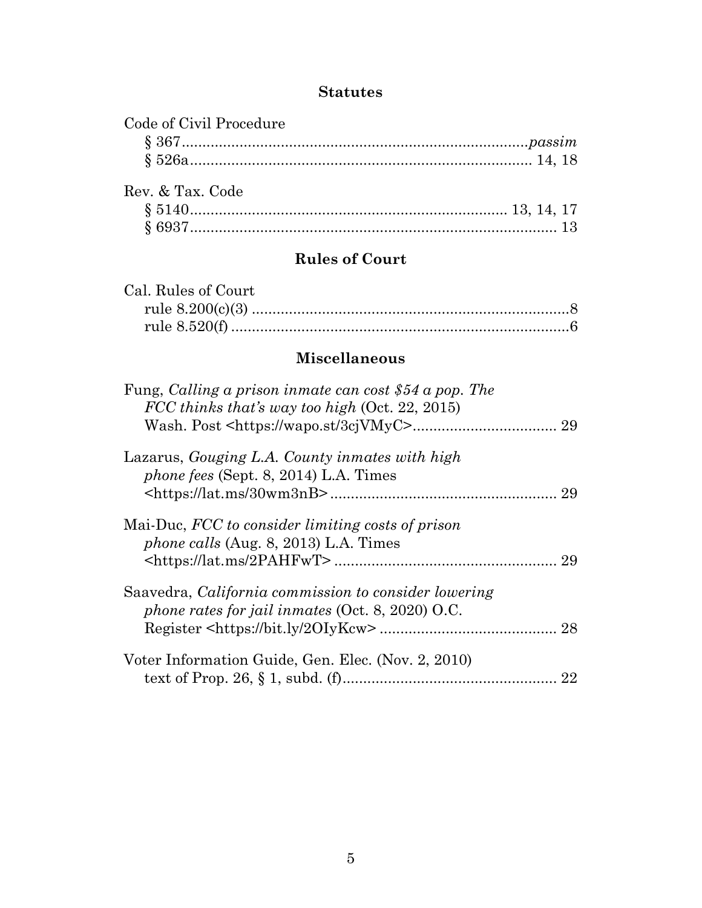### Statutes

Code of Civil Procedure
  § 367 .................................................................................. *passim*
  § 526a ................................................................................ 14, 18

Rev. & Tax. Code
  § 5140 .......................................................................... 13, 14, 17
  § 6937 ........................................................................................ 13

### Rules of Court

Cal. Rules of Court
  rule 8.200(c)(3) .............................................................................8
  rule 8.520(f) ..................................................................................6

### Miscellaneous

Fung, *Calling a prison inmate can cost $54 a pop. The FCC thinks that's way too high* (Oct. 22, 2015) Wash. Post <https://wapo.st/3cjVMyC> .................................. 29

Lazarus, *Gouging L.A. County inmates with high phone fees* (Sept. 8, 2014) L.A. Times <https://lat.ms/30wm3nB> ...................................................... 29

Mai-Duc, *FCC to consider limiting costs of prison phone calls* (Aug. 8, 2013) L.A. Times <https://lat.ms/2PAHFwT> ..................................................... 29

Saavedra, *California commission to consider lowering phone rates for jail inmates* (Oct. 8, 2020) O.C. Register <https://bit.ly/2OIyKcw> .......................................... 28

Voter Information Guide, Gen. Elec. (Nov. 2, 2010) text of Prop. 26, § 1, subd. (f) .................................................. 22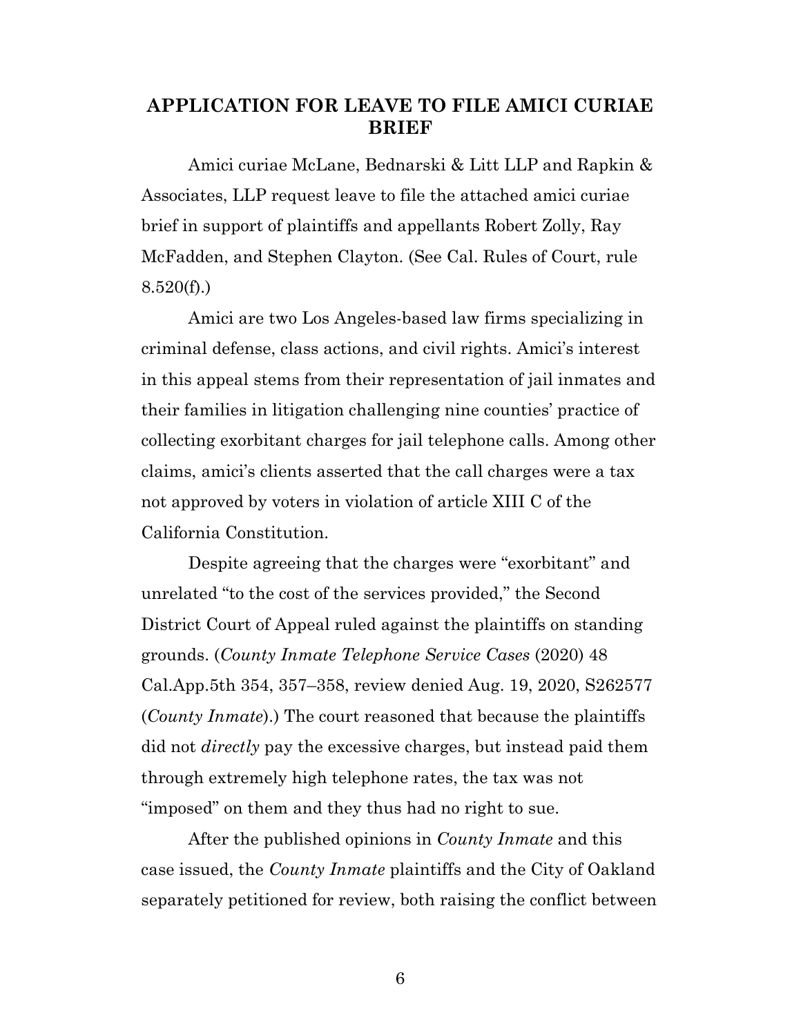## APPLICATION FOR LEAVE TO FILE AMICI CURIAE BRIEF

Amici curiae McLane, Bednarski & Litt LLP and Rapkin & Associates, LLP request leave to file the attached amici curiae brief in support of plaintiffs and appellants Robert Zolly, Ray McFadden, and Stephen Clayton. (See Cal. Rules of Court, rule 8.520(f).)

Amici are two Los Angeles-based law firms specializing in criminal defense, class actions, and civil rights. Amici's interest in this appeal stems from their representation of jail inmates and their families in litigation challenging nine counties' practice of collecting exorbitant charges for jail telephone calls. Among other claims, amici's clients asserted that the call charges were a tax not approved by voters in violation of article XIII C of the California Constitution.

Despite agreeing that the charges were "exorbitant" and unrelated "to the cost of the services provided," the Second District Court of Appeal ruled against the plaintiffs on standing grounds. (*County Inmate Telephone Service Cases* (2020) 48 Cal.App.5th 354, 357–358, review denied Aug. 19, 2020, S262577 (*County Inmate*).) The court reasoned that because the plaintiffs did not *directly* pay the excessive charges, but instead paid them through extremely high telephone rates, the tax was not "imposed" on them and they thus had no right to sue.

After the published opinions in *County Inmate* and this case issued, the *County Inmate* plaintiffs and the City of Oakland separately petitioned for review, both raising the conflict between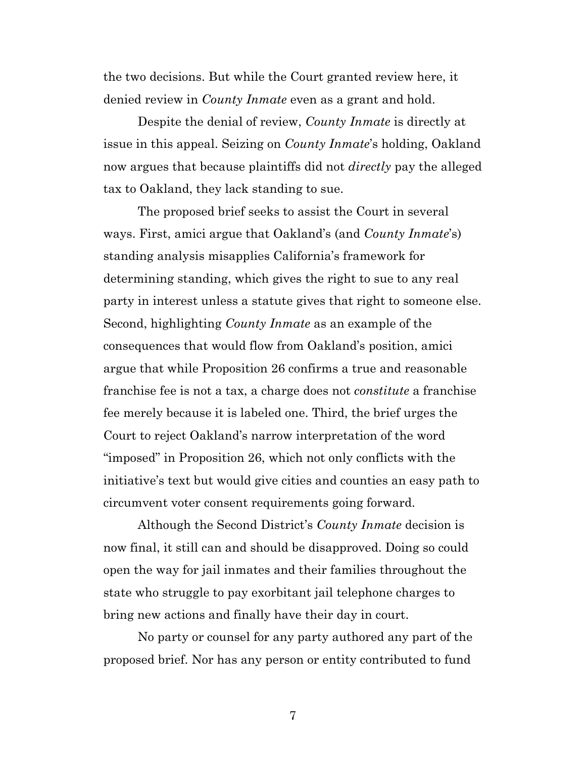the two decisions. But while the Court granted review here, it denied review in *County Inmate* even as a grant and hold.

Despite the denial of review, *County Inmate* is directly at issue in this appeal. Seizing on *County Inmate*'s holding, Oakland now argues that because plaintiffs did not *directly* pay the alleged tax to Oakland, they lack standing to sue.

The proposed brief seeks to assist the Court in several ways. First, amici argue that Oakland's (and *County Inmate*'s) standing analysis misapplies California's framework for determining standing, which gives the right to sue to any real party in interest unless a statute gives that right to someone else. Second, highlighting *County Inmate* as an example of the consequences that would flow from Oakland's position, amici argue that while Proposition 26 confirms a true and reasonable franchise fee is not a tax, a charge does not *constitute* a franchise fee merely because it is labeled one. Third, the brief urges the Court to reject Oakland's narrow interpretation of the word "imposed" in Proposition 26, which not only conflicts with the initiative's text but would give cities and counties an easy path to circumvent voter consent requirements going forward.

Although the Second District's *County Inmate* decision is now final, it still can and should be disapproved. Doing so could open the way for jail inmates and their families throughout the state who struggle to pay exorbitant jail telephone charges to bring new actions and finally have their day in court.

No party or counsel for any party authored any part of the proposed brief. Nor has any person or entity contributed to fund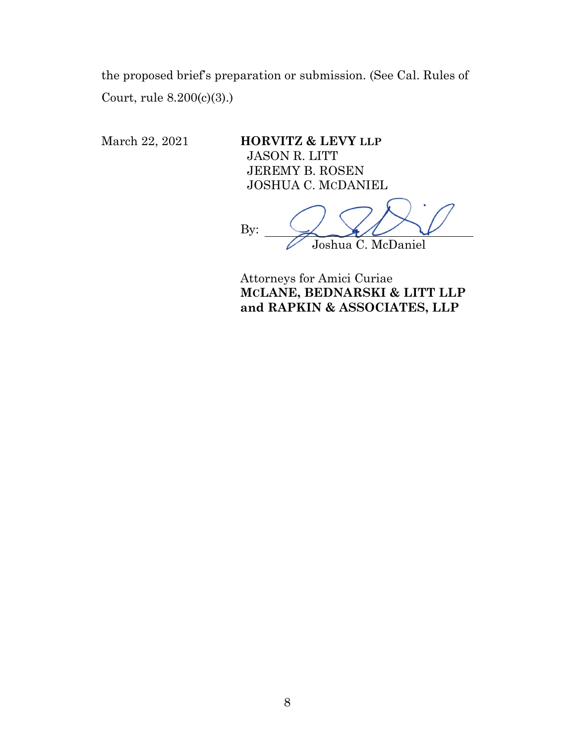the proposed brief's preparation or submission. (See Cal. Rules of Court, rule 8.200(c)(3).)

March 22, 2021

**HORVITZ & LEVY LLP**
JASON R. LITT
JEREMY B. ROSEN
JOSHUA C. MCDANIEL

By: ______________________
Joshua C. McDaniel

Attorneys for Amici Curiae
**MCLANE, BEDNARSKI & LITT LLP and RAPKIN & ASSOCIATES, LLP**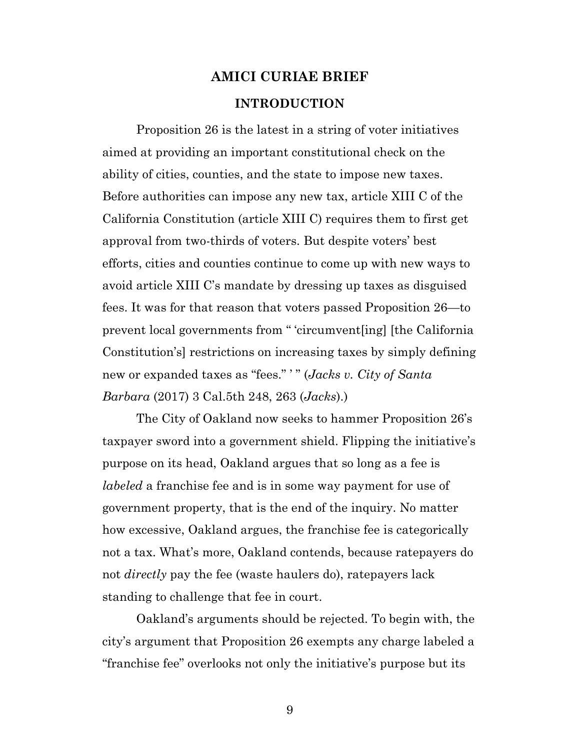# AMICI CURIAE BRIEF

## INTRODUCTION

Proposition 26 is the latest in a string of voter initiatives aimed at providing an important constitutional check on the ability of cities, counties, and the state to impose new taxes. Before authorities can impose any new tax, article XIII C of the California Constitution (article XIII C) requires them to first get approval from two-thirds of voters. But despite voters' best efforts, cities and counties continue to come up with new ways to avoid article XIII C's mandate by dressing up taxes as disguised fees. It was for that reason that voters passed Proposition 26—to prevent local governments from " 'circumvent[ing] [the California Constitution's] restrictions on increasing taxes by simply defining new or expanded taxes as "fees." ' " (*Jacks v. City of Santa Barbara* (2017) 3 Cal.5th 248, 263 (*Jacks*).)

The City of Oakland now seeks to hammer Proposition 26's taxpayer sword into a government shield. Flipping the initiative's purpose on its head, Oakland argues that so long as a fee is *labeled* a franchise fee and is in some way payment for use of government property, that is the end of the inquiry. No matter how excessive, Oakland argues, the franchise fee is categorically not a tax. What's more, Oakland contends, because ratepayers do not *directly* pay the fee (waste haulers do), ratepayers lack standing to challenge that fee in court.

Oakland's arguments should be rejected. To begin with, the city's argument that Proposition 26 exempts any charge labeled a "franchise fee" overlooks not only the initiative's purpose but its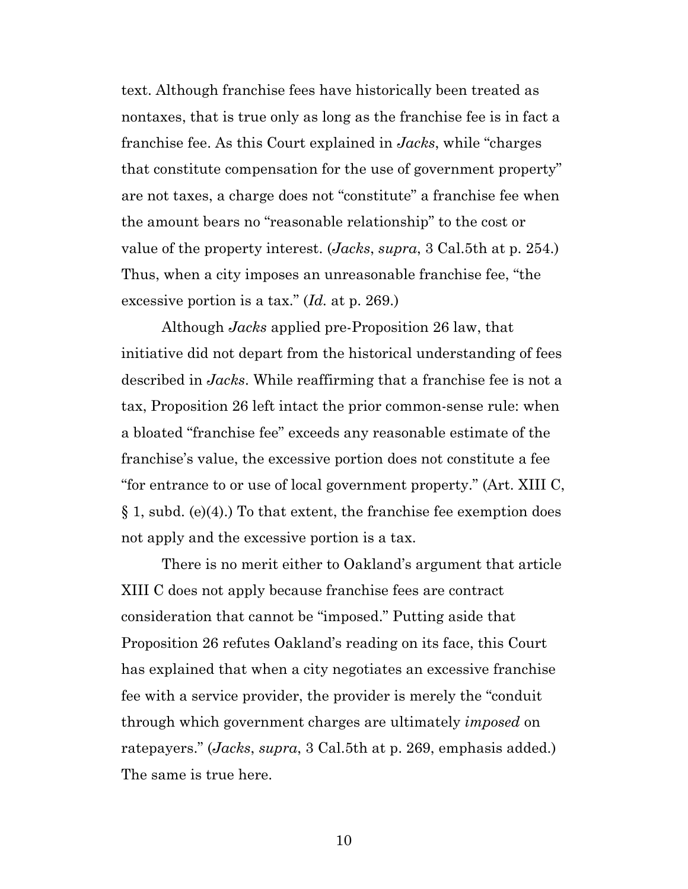text. Although franchise fees have historically been treated as nontaxes, that is true only as long as the franchise fee is in fact a franchise fee. As this Court explained in *Jacks*, while "charges that constitute compensation for the use of government property" are not taxes, a charge does not "constitute" a franchise fee when the amount bears no "reasonable relationship" to the cost or value of the property interest. (*Jacks*, *supra*, 3 Cal.5th at p. 254.) Thus, when a city imposes an unreasonable franchise fee, "the excessive portion is a tax." (*Id.* at p. 269.)

Although *Jacks* applied pre-Proposition 26 law, that initiative did not depart from the historical understanding of fees described in *Jacks*. While reaffirming that a franchise fee is not a tax, Proposition 26 left intact the prior common-sense rule: when a bloated "franchise fee" exceeds any reasonable estimate of the franchise's value, the excessive portion does not constitute a fee "for entrance to or use of local government property." (Art. XIII C, § 1, subd. (e)(4).) To that extent, the franchise fee exemption does not apply and the excessive portion is a tax.

There is no merit either to Oakland's argument that article XIII C does not apply because franchise fees are contract consideration that cannot be "imposed." Putting aside that Proposition 26 refutes Oakland's reading on its face, this Court has explained that when a city negotiates an excessive franchise fee with a service provider, the provider is merely the "conduit through which government charges are ultimately *imposed* on ratepayers." (*Jacks*, *supra*, 3 Cal.5th at p. 269, emphasis added.) The same is true here.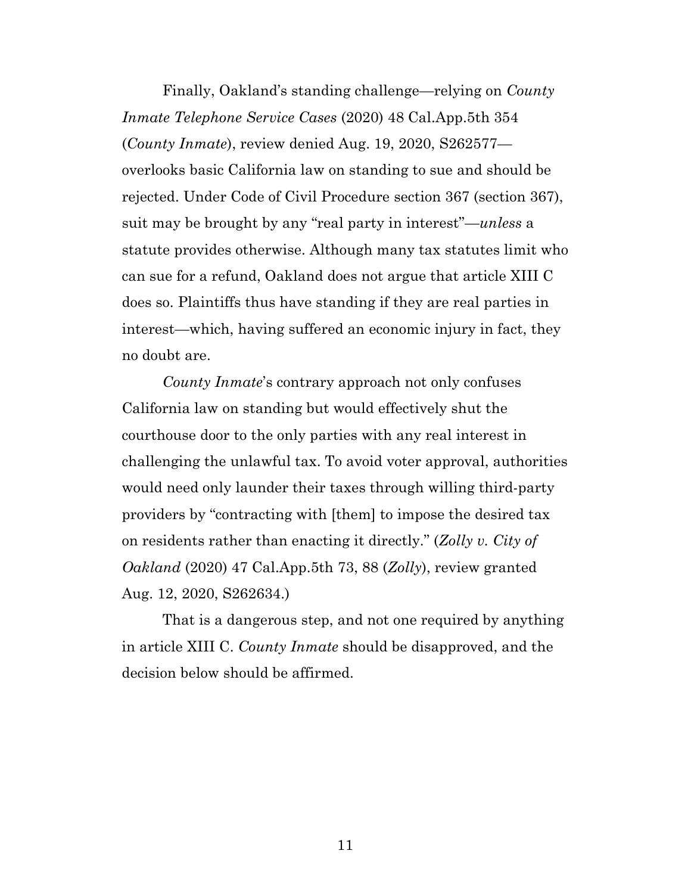Finally, Oakland's standing challenge—relying on *County Inmate Telephone Service Cases* (2020) 48 Cal.App.5th 354 (*County Inmate*), review denied Aug. 19, 2020, S262577—overlooks basic California law on standing to sue and should be rejected. Under Code of Civil Procedure section 367 (section 367), suit may be brought by any "real party in interest"—*unless* a statute provides otherwise. Although many tax statutes limit who can sue for a refund, Oakland does not argue that article XIII C does so. Plaintiffs thus have standing if they are real parties in interest—which, having suffered an economic injury in fact, they no doubt are.

*County Inmate*'s contrary approach not only confuses California law on standing but would effectively shut the courthouse door to the only parties with any real interest in challenging the unlawful tax. To avoid voter approval, authorities would need only launder their taxes through willing third-party providers by "contracting with [them] to impose the desired tax on residents rather than enacting it directly." (*Zolly v. City of Oakland* (2020) 47 Cal.App.5th 73, 88 (*Zolly*), review granted Aug. 12, 2020, S262634.)

That is a dangerous step, and not one required by anything in article XIII C. *County Inmate* should be disapproved, and the decision below should be affirmed.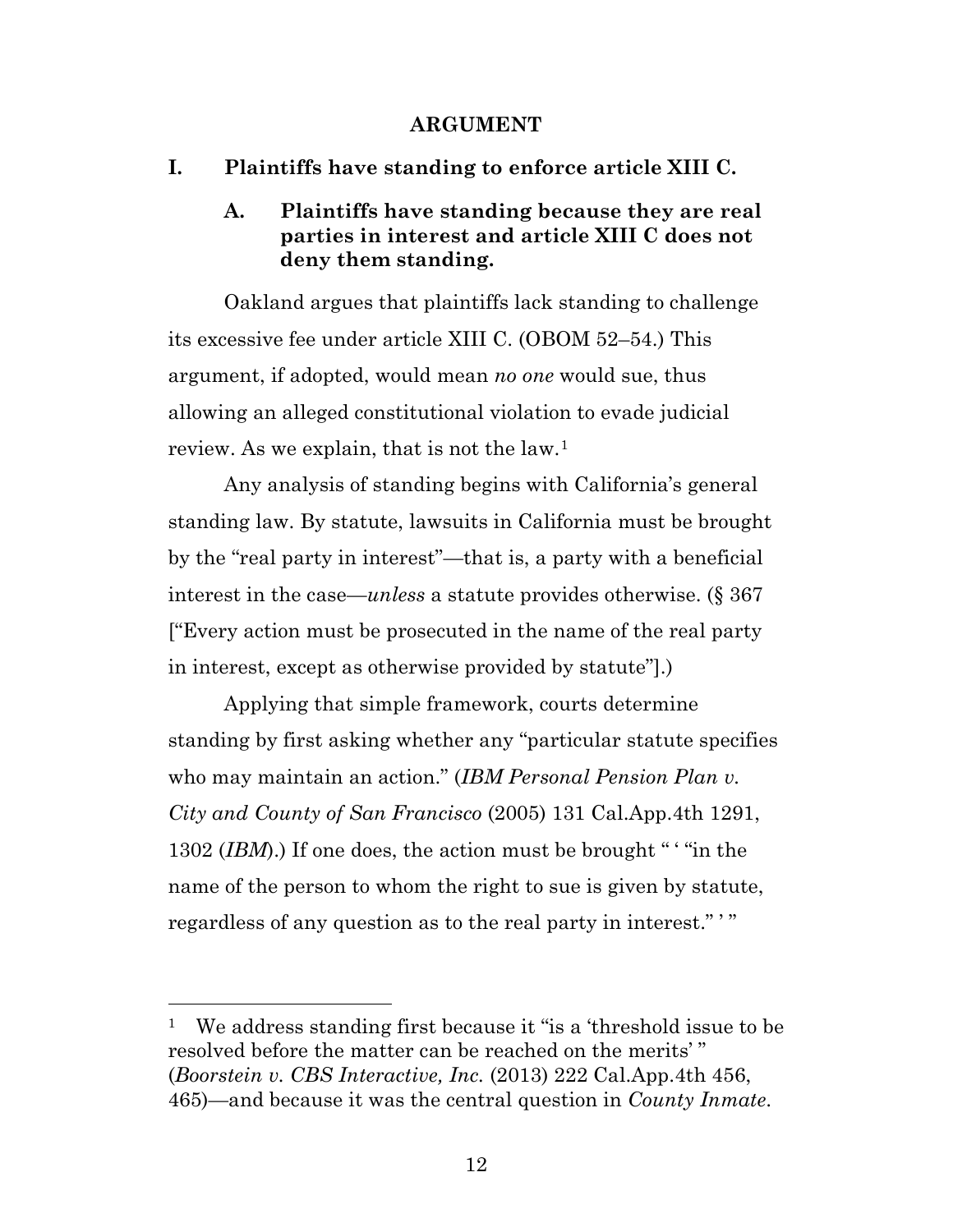## ARGUMENT

### I. Plaintiffs have standing to enforce article XIII C.

#### A. Plaintiffs have standing because they are real parties in interest and article XIII C does not deny them standing.

Oakland argues that plaintiffs lack standing to challenge its excessive fee under article XIII C. (OBOM 52–54.) This argument, if adopted, would mean *no one* would sue, thus allowing an alleged constitutional violation to evade judicial review. As we explain, that is not the law.[1]

Any analysis of standing begins with California's general standing law. By statute, lawsuits in California must be brought by the "real party in interest"—that is, a party with a beneficial interest in the case—*unless* a statute provides otherwise. (§ 367 ["Every action must be prosecuted in the name of the real party in interest, except as otherwise provided by statute"].)

Applying that simple framework, courts determine standing by first asking whether any "particular statute specifies who may maintain an action." (*IBM Personal Pension Plan v. City and County of San Francisco* (2005) 131 Cal.App.4th 1291, 1302 (*IBM*).) If one does, the action must be brought " ' "in the name of the person to whom the right to sue is given by statute, regardless of any question as to the real party in interest." ' "

---

[1] We address standing first because it "is a 'threshold issue to be resolved before the matter can be reached on the merits' " (*Boorstein v. CBS Interactive, Inc.* (2013) 222 Cal.App.4th 456, 465)—and because it was the central question in *County Inmate*.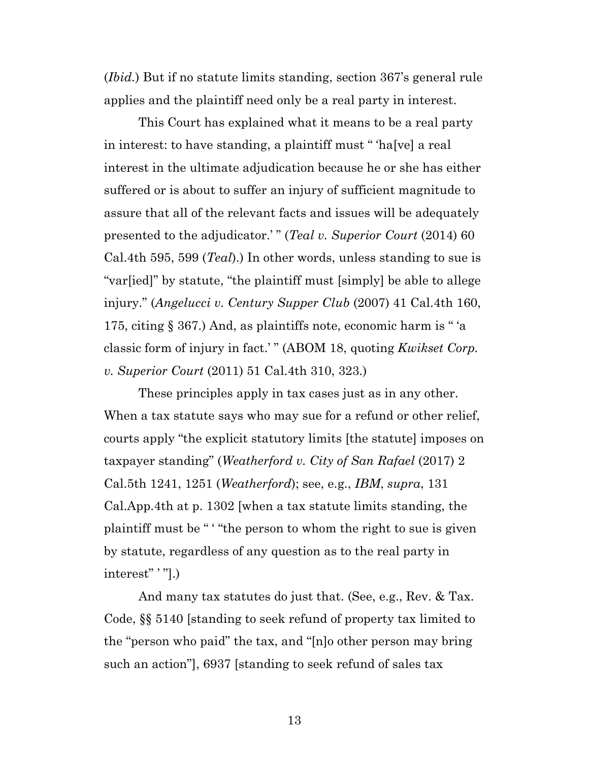(*Ibid.*) But if no statute limits standing, section 367's general rule applies and the plaintiff need only be a real party in interest.

This Court has explained what it means to be a real party in interest: to have standing, a plaintiff must " 'ha[ve] a real interest in the ultimate adjudication because he or she has either suffered or is about to suffer an injury of sufficient magnitude to assure that all of the relevant facts and issues will be adequately presented to the adjudicator.' " (*Teal v. Superior Court* (2014) 60 Cal.4th 595, 599 (*Teal*).) In other words, unless standing to sue is "var[ied]" by statute, "the plaintiff must [simply] be able to allege injury." (*Angelucci v. Century Supper Club* (2007) 41 Cal.4th 160, 175, citing § 367.) And, as plaintiffs note, economic harm is " 'a classic form of injury in fact.' " (ABOM 18, quoting *Kwikset Corp. v. Superior Court* (2011) 51 Cal.4th 310, 323.)

These principles apply in tax cases just as in any other. When a tax statute says who may sue for a refund or other relief, courts apply "the explicit statutory limits [the statute] imposes on taxpayer standing" (*Weatherford v. City of San Rafael* (2017) 2 Cal.5th 1241, 1251 (*Weatherford*); see, e.g., *IBM*, *supra*, 131 Cal.App.4th at p. 1302 [when a tax statute limits standing, the plaintiff must be " ' "the person to whom the right to sue is given by statute, regardless of any question as to the real party in interest" ' "].)

And many tax statutes do just that. (See, e.g., Rev. & Tax. Code, §§ 5140 [standing to seek refund of property tax limited to the "person who paid" the tax, and "[n]o other person may bring such an action"], 6937 [standing to seek refund of sales tax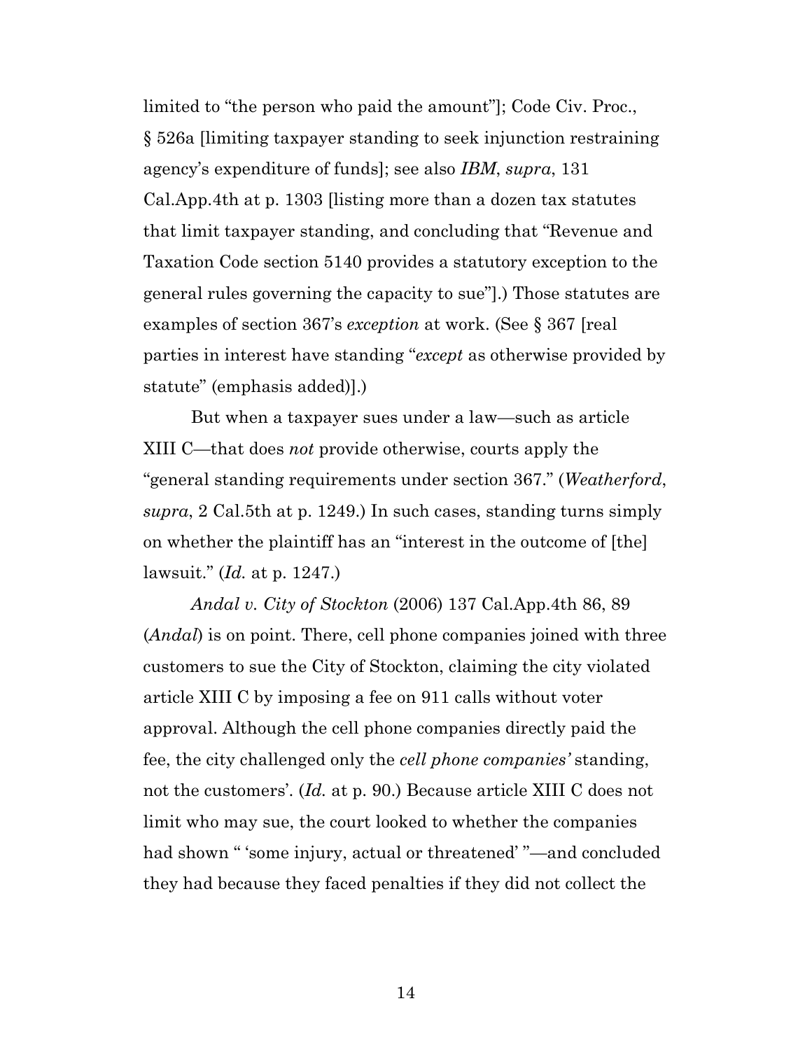limited to "the person who paid the amount"]; Code Civ. Proc., § 526a [limiting taxpayer standing to seek injunction restraining agency's expenditure of funds]; see also *IBM*, *supra*, 131 Cal.App.4th at p. 1303 [listing more than a dozen tax statutes that limit taxpayer standing, and concluding that "Revenue and Taxation Code section 5140 provides a statutory exception to the general rules governing the capacity to sue"].) Those statutes are examples of section 367's *exception* at work. (See § 367 [real parties in interest have standing "*except* as otherwise provided by statute" (emphasis added)].)

But when a taxpayer sues under a law—such as article XIII C—that does *not* provide otherwise, courts apply the "general standing requirements under section 367." (*Weatherford*, *supra*, 2 Cal.5th at p. 1249.) In such cases, standing turns simply on whether the plaintiff has an "interest in the outcome of [the] lawsuit." (*Id.* at p. 1247.)

*Andal v. City of Stockton* (2006) 137 Cal.App.4th 86, 89 (*Andal*) is on point. There, cell phone companies joined with three customers to sue the City of Stockton, claiming the city violated article XIII C by imposing a fee on 911 calls without voter approval. Although the cell phone companies directly paid the fee, the city challenged only the *cell phone companies'* standing, not the customers'. (*Id.* at p. 90.) Because article XIII C does not limit who may sue, the court looked to whether the companies had shown " 'some injury, actual or threatened' "—and concluded they had because they faced penalties if they did not collect the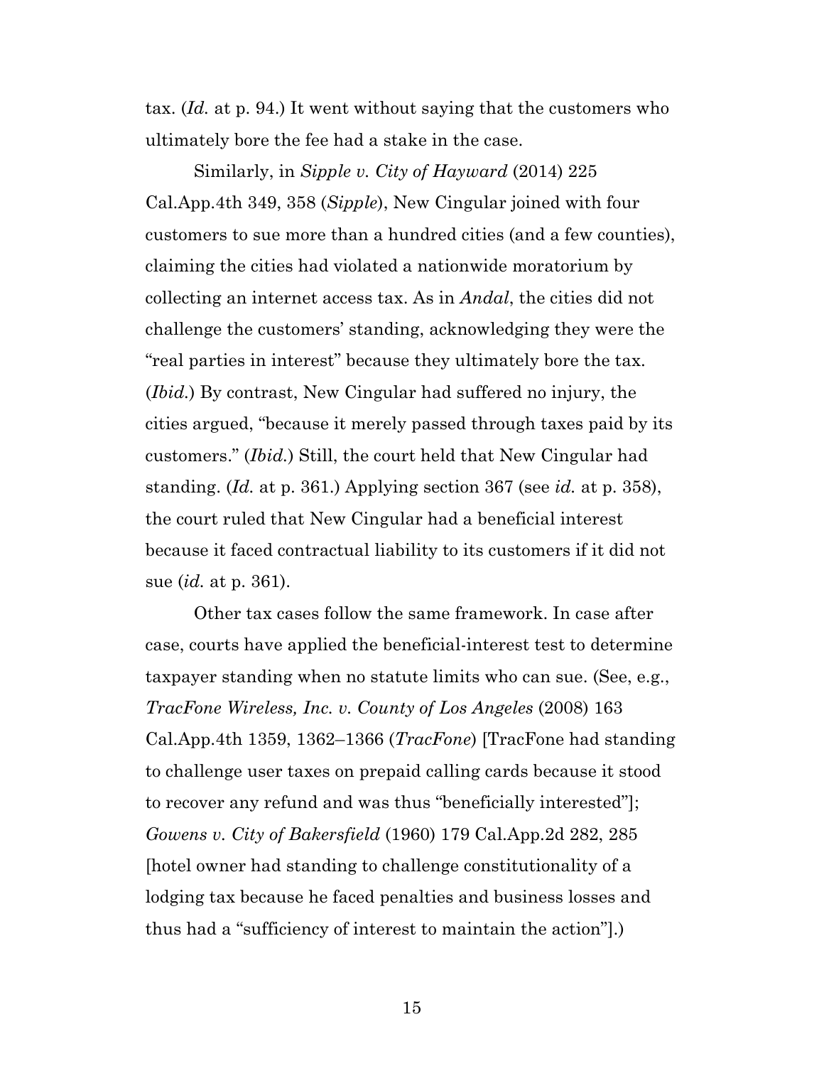tax. (*Id.* at p. 94.) It went without saying that the customers who ultimately bore the fee had a stake in the case.

Similarly, in *Sipple v. City of Hayward* (2014) 225 Cal.App.4th 349, 358 (*Sipple*), New Cingular joined with four customers to sue more than a hundred cities (and a few counties), claiming the cities had violated a nationwide moratorium by collecting an internet access tax. As in *Andal*, the cities did not challenge the customers' standing, acknowledging they were the "real parties in interest" because they ultimately bore the tax. (*Ibid.*) By contrast, New Cingular had suffered no injury, the cities argued, "because it merely passed through taxes paid by its customers." (*Ibid.*) Still, the court held that New Cingular had standing. (*Id.* at p. 361.) Applying section 367 (see *id.* at p. 358), the court ruled that New Cingular had a beneficial interest because it faced contractual liability to its customers if it did not sue (*id.* at p. 361).

Other tax cases follow the same framework. In case after case, courts have applied the beneficial-interest test to determine taxpayer standing when no statute limits who can sue. (See, e.g., *TracFone Wireless, Inc. v. County of Los Angeles* (2008) 163 Cal.App.4th 1359, 1362–1366 (*TracFone*) [TracFone had standing to challenge user taxes on prepaid calling cards because it stood to recover any refund and was thus "beneficially interested"]; *Gowens v. City of Bakersfield* (1960) 179 Cal.App.2d 282, 285 [hotel owner had standing to challenge constitutionality of a lodging tax because he faced penalties and business losses and thus had a "sufficiency of interest to maintain the action"].)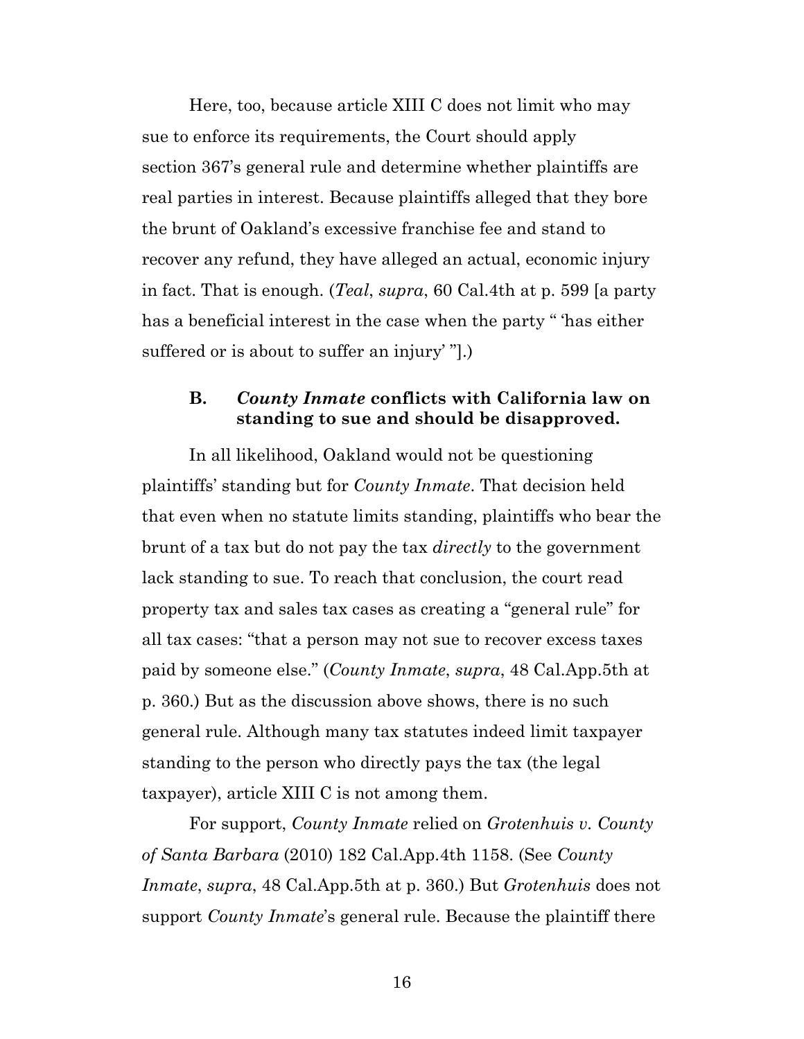Here, too, because article XIII C does not limit who may sue to enforce its requirements, the Court should apply section 367's general rule and determine whether plaintiffs are real parties in interest. Because plaintiffs alleged that they bore the brunt of Oakland's excessive franchise fee and stand to recover any refund, they have alleged an actual, economic injury in fact. That is enough. (*Teal*, *supra*, 60 Cal.4th at p. 599 [a party has a beneficial interest in the case when the party " 'has either suffered or is about to suffer an injury' "].)

### B. *County Inmate* conflicts with California law on standing to sue and should be disapproved.

In all likelihood, Oakland would not be questioning plaintiffs' standing but for *County Inmate*. That decision held that even when no statute limits standing, plaintiffs who bear the brunt of a tax but do not pay the tax *directly* to the government lack standing to sue. To reach that conclusion, the court read property tax and sales tax cases as creating a "general rule" for all tax cases: "that a person may not sue to recover excess taxes paid by someone else." (*County Inmate*, *supra*, 48 Cal.App.5th at p. 360.) But as the discussion above shows, there is no such general rule. Although many tax statutes indeed limit taxpayer standing to the person who directly pays the tax (the legal taxpayer), article XIII C is not among them.

For support, *County Inmate* relied on *Grotenhuis v. County of Santa Barbara* (2010) 182 Cal.App.4th 1158. (See *County Inmate*, *supra*, 48 Cal.App.5th at p. 360.) But *Grotenhuis* does not support *County Inmate*'s general rule. Because the plaintiff there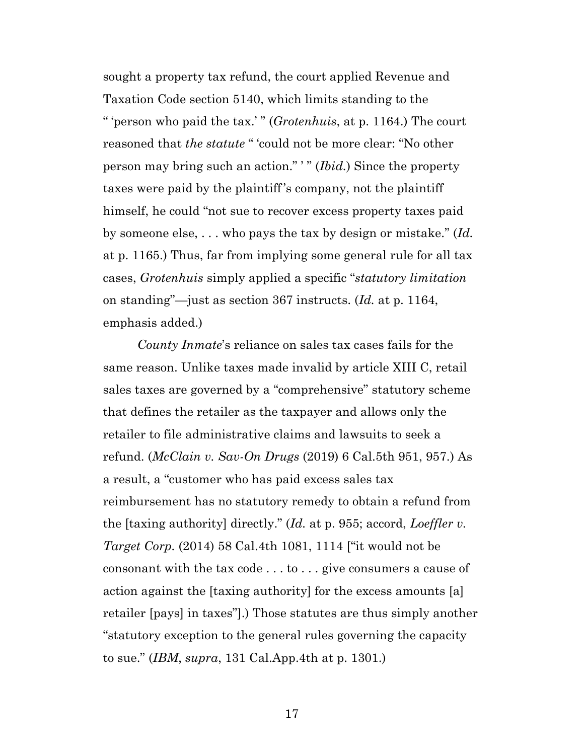sought a property tax refund, the court applied Revenue and Taxation Code section 5140, which limits standing to the " 'person who paid the tax.' " (*Grotenhuis*, at p. 1164.) The court reasoned that *the statute* " 'could not be more clear: "No other person may bring such an action." ' " (*Ibid.*) Since the property taxes were paid by the plaintiff's company, not the plaintiff himself, he could "not sue to recover excess property taxes paid by someone else, . . . who pays the tax by design or mistake." (*Id.* at p. 1165.) Thus, far from implying some general rule for all tax cases, *Grotenhuis* simply applied a specific "*statutory limitation* on standing"—just as section 367 instructs. (*Id.* at p. 1164, emphasis added.)

*County Inmate*'s reliance on sales tax cases fails for the same reason. Unlike taxes made invalid by article XIII C, retail sales taxes are governed by a "comprehensive" statutory scheme that defines the retailer as the taxpayer and allows only the retailer to file administrative claims and lawsuits to seek a refund. (*McClain v. Sav-On Drugs* (2019) 6 Cal.5th 951, 957.) As a result, a "customer who has paid excess sales tax reimbursement has no statutory remedy to obtain a refund from the [taxing authority] directly." (*Id.* at p. 955; accord, *Loeffler v. Target Corp.* (2014) 58 Cal.4th 1081, 1114 ["it would not be consonant with the tax code . . . to . . . give consumers a cause of action against the [taxing authority] for the excess amounts [a] retailer [pays] in taxes"].) Those statutes are thus simply another "statutory exception to the general rules governing the capacity to sue." (*IBM*, *supra*, 131 Cal.App.4th at p. 1301.)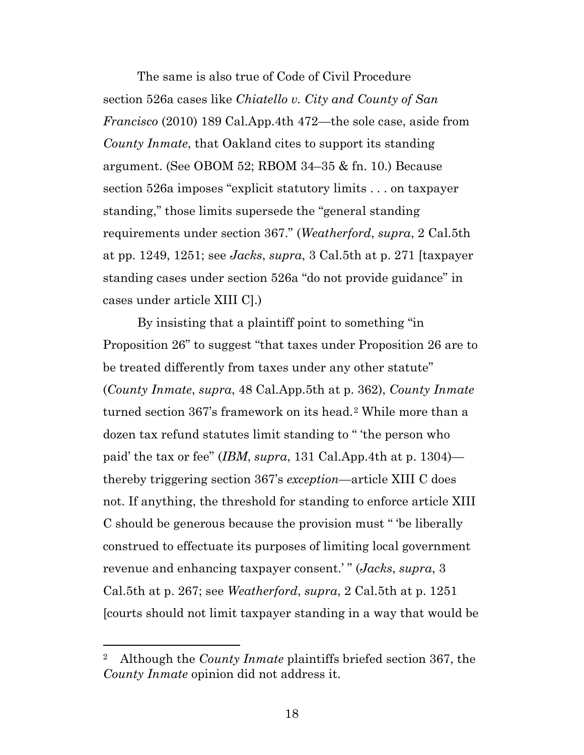The same is also true of Code of Civil Procedure section 526a cases like *Chiatello v. City and County of San Francisco* (2010) 189 Cal.App.4th 472—the sole case, aside from *County Inmate*, that Oakland cites to support its standing argument. (See OBOM 52; RBOM 34–35 & fn. 10.) Because section 526a imposes "explicit statutory limits . . . on taxpayer standing," those limits supersede the "general standing requirements under section 367." (*Weatherford*, *supra*, 2 Cal.5th at pp. 1249, 1251; see *Jacks*, *supra*, 3 Cal.5th at p. 271 [taxpayer standing cases under section 526a "do not provide guidance" in cases under article XIII C].)

By insisting that a plaintiff point to something "in Proposition 26" to suggest "that taxes under Proposition 26 are to be treated differently from taxes under any other statute" (*County Inmate*, *supra*, 48 Cal.App.5th at p. 362), *County Inmate* turned section 367's framework on its head.[2] While more than a dozen tax refund statutes limit standing to " 'the person who paid' the tax or fee" (*IBM*, *supra*, 131 Cal.App.4th at p. 1304)—thereby triggering section 367's *exception*—article XIII C does not. If anything, the threshold for standing to enforce article XIII C should be generous because the provision must " 'be liberally construed to effectuate its purposes of limiting local government revenue and enhancing taxpayer consent.' " (*Jacks*, *supra*, 3 Cal.5th at p. 267; see *Weatherford*, *supra*, 2 Cal.5th at p. 1251 [courts should not limit taxpayer standing in a way that would be

[2] Although the *County Inmate* plaintiffs briefed section 367, the *County Inmate* opinion did not address it.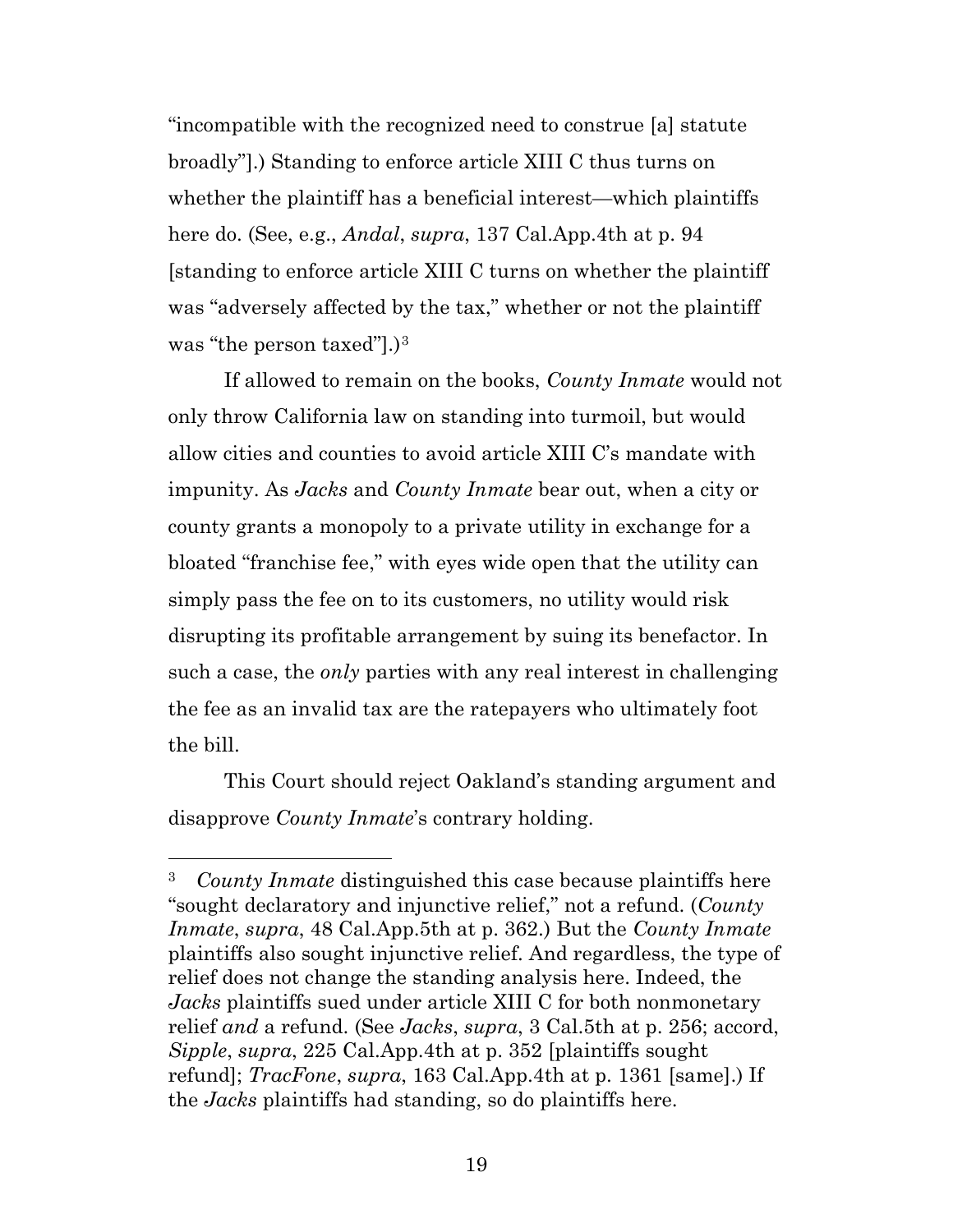"incompatible with the recognized need to construe [a] statute broadly"].) Standing to enforce article XIII C thus turns on whether the plaintiff has a beneficial interest—which plaintiffs here do. (See, e.g., *Andal*, *supra*, 137 Cal.App.4th at p. 94 [standing to enforce article XIII C turns on whether the plaintiff was "adversely affected by the tax," whether or not the plaintiff was "the person taxed"].)[3]

If allowed to remain on the books, *County Inmate* would not only throw California law on standing into turmoil, but would allow cities and counties to avoid article XIII C's mandate with impunity. As *Jacks* and *County Inmate* bear out, when a city or county grants a monopoly to a private utility in exchange for a bloated "franchise fee," with eyes wide open that the utility can simply pass the fee on to its customers, no utility would risk disrupting its profitable arrangement by suing its benefactor. In such a case, the *only* parties with any real interest in challenging the fee as an invalid tax are the ratepayers who ultimately foot the bill.

This Court should reject Oakland's standing argument and disapprove *County Inmate*'s contrary holding.

---

[3] *County Inmate* distinguished this case because plaintiffs here "sought declaratory and injunctive relief," not a refund. (*County Inmate*, *supra*, 48 Cal.App.5th at p. 362.) But the *County Inmate* plaintiffs also sought injunctive relief. And regardless, the type of relief does not change the standing analysis here. Indeed, the *Jacks* plaintiffs sued under article XIII C for both nonmonetary relief *and* a refund. (See *Jacks*, *supra*, 3 Cal.5th at p. 256; accord, *Sipple*, *supra*, 225 Cal.App.4th at p. 352 [plaintiffs sought refund]; *TracFone*, *supra*, 163 Cal.App.4th at p. 1361 [same].) If the *Jacks* plaintiffs had standing, so do plaintiffs here.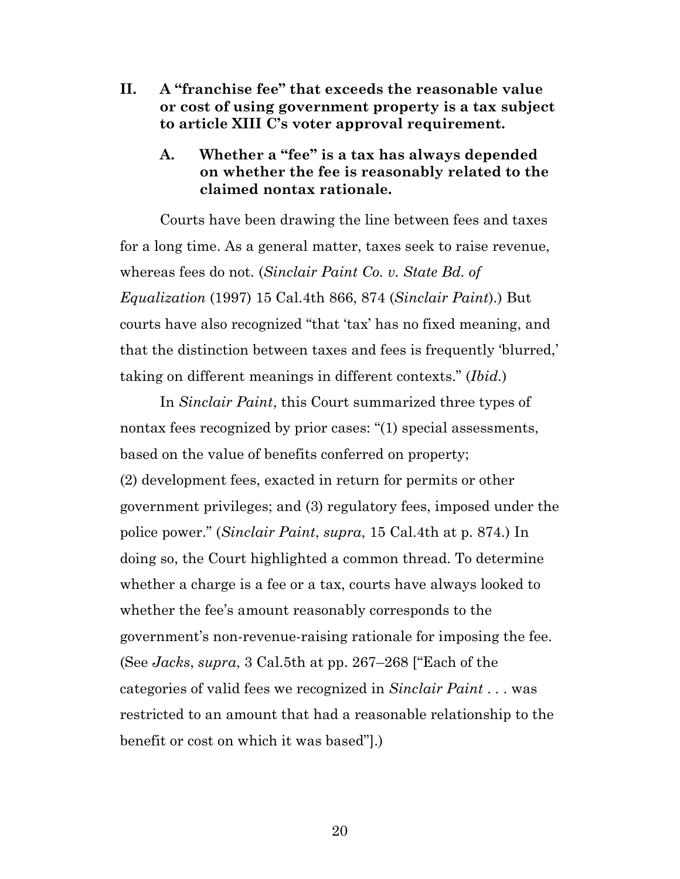## II. A "franchise fee" that exceeds the reasonable value or cost of using government property is a tax subject to article XIII C's voter approval requirement.

### A. Whether a "fee" is a tax has always depended on whether the fee is reasonably related to the claimed nontax rationale.

Courts have been drawing the line between fees and taxes for a long time. As a general matter, taxes seek to raise revenue, whereas fees do not. (*Sinclair Paint Co. v. State Bd. of Equalization* (1997) 15 Cal.4th 866, 874 (*Sinclair Paint*).) But courts have also recognized "that 'tax' has no fixed meaning, and that the distinction between taxes and fees is frequently 'blurred,' taking on different meanings in different contexts." (*Ibid.*)

In *Sinclair Paint*, this Court summarized three types of nontax fees recognized by prior cases: "(1) special assessments, based on the value of benefits conferred on property; (2) development fees, exacted in return for permits or other government privileges; and (3) regulatory fees, imposed under the police power." (*Sinclair Paint*, *supra*, 15 Cal.4th at p. 874.) In doing so, the Court highlighted a common thread. To determine whether a charge is a fee or a tax, courts have always looked to whether the fee's amount reasonably corresponds to the government's non-revenue-raising rationale for imposing the fee. (See *Jacks*, *supra*, 3 Cal.5th at pp. 267–268 ["Each of the categories of valid fees we recognized in *Sinclair Paint* . . . was restricted to an amount that had a reasonable relationship to the benefit or cost on which it was based"].)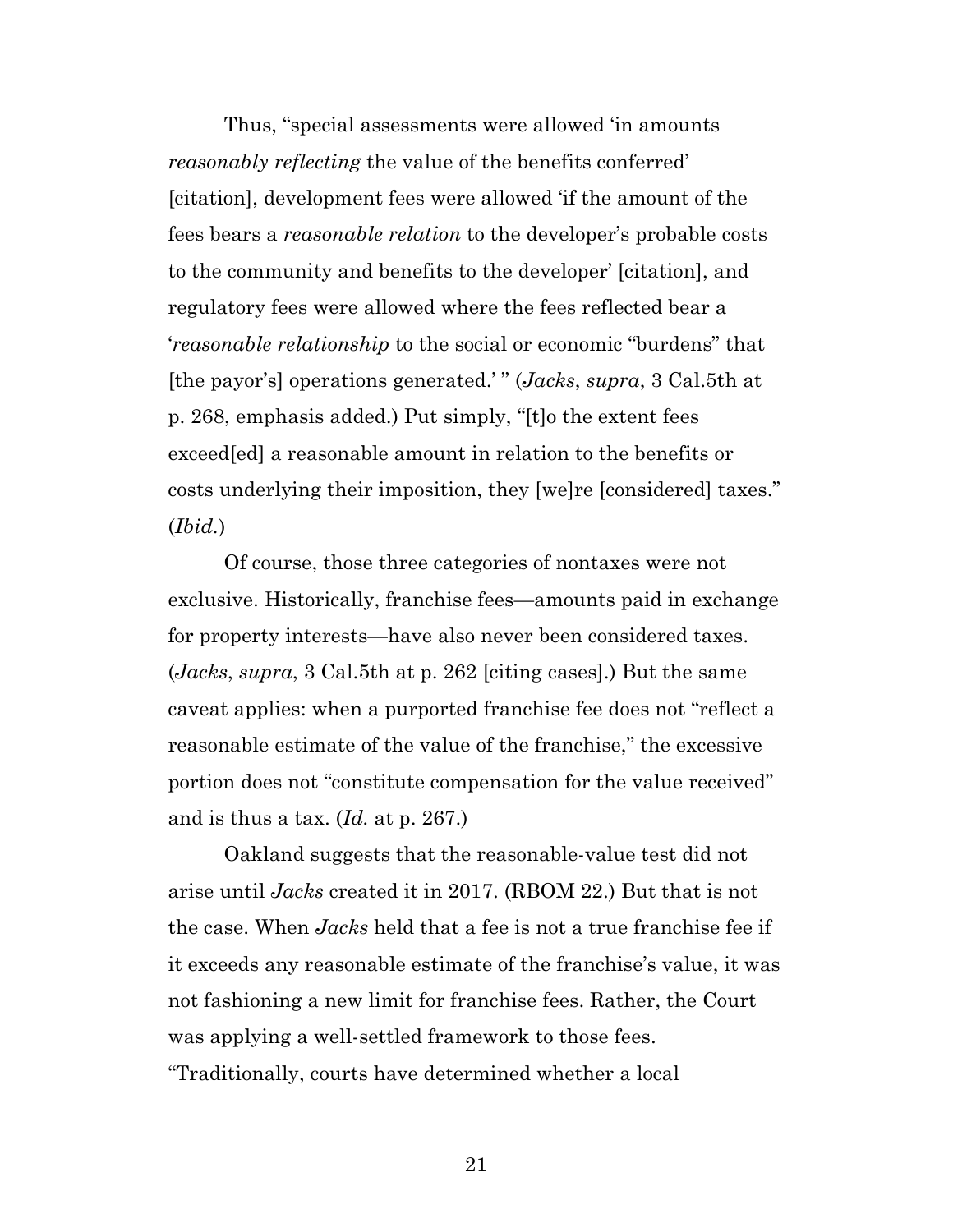Thus, "special assessments were allowed 'in amounts *reasonably reflecting* the value of the benefits conferred' [citation], development fees were allowed 'if the amount of the fees bears a *reasonable relation* to the developer's probable costs to the community and benefits to the developer' [citation], and regulatory fees were allowed where the fees reflected bear a '*reasonable relationship* to the social or economic "burdens" that [the payor's] operations generated.' " (*Jacks*, *supra*, 3 Cal.5th at p. 268, emphasis added.) Put simply, "[t]o the extent fees exceed[ed] a reasonable amount in relation to the benefits or costs underlying their imposition, they [we]re [considered] taxes." (*Ibid.*)

Of course, those three categories of nontaxes were not exclusive. Historically, franchise fees—amounts paid in exchange for property interests—have also never been considered taxes. (*Jacks*, *supra*, 3 Cal.5th at p. 262 [citing cases].) But the same caveat applies: when a purported franchise fee does not "reflect a reasonable estimate of the value of the franchise," the excessive portion does not "constitute compensation for the value received" and is thus a tax. (*Id.* at p. 267.)

Oakland suggests that the reasonable-value test did not arise until *Jacks* created it in 2017. (RBOM 22.) But that is not the case. When *Jacks* held that a fee is not a true franchise fee if it exceeds any reasonable estimate of the franchise's value, it was not fashioning a new limit for franchise fees. Rather, the Court was applying a well-settled framework to those fees. "Traditionally, courts have determined whether a local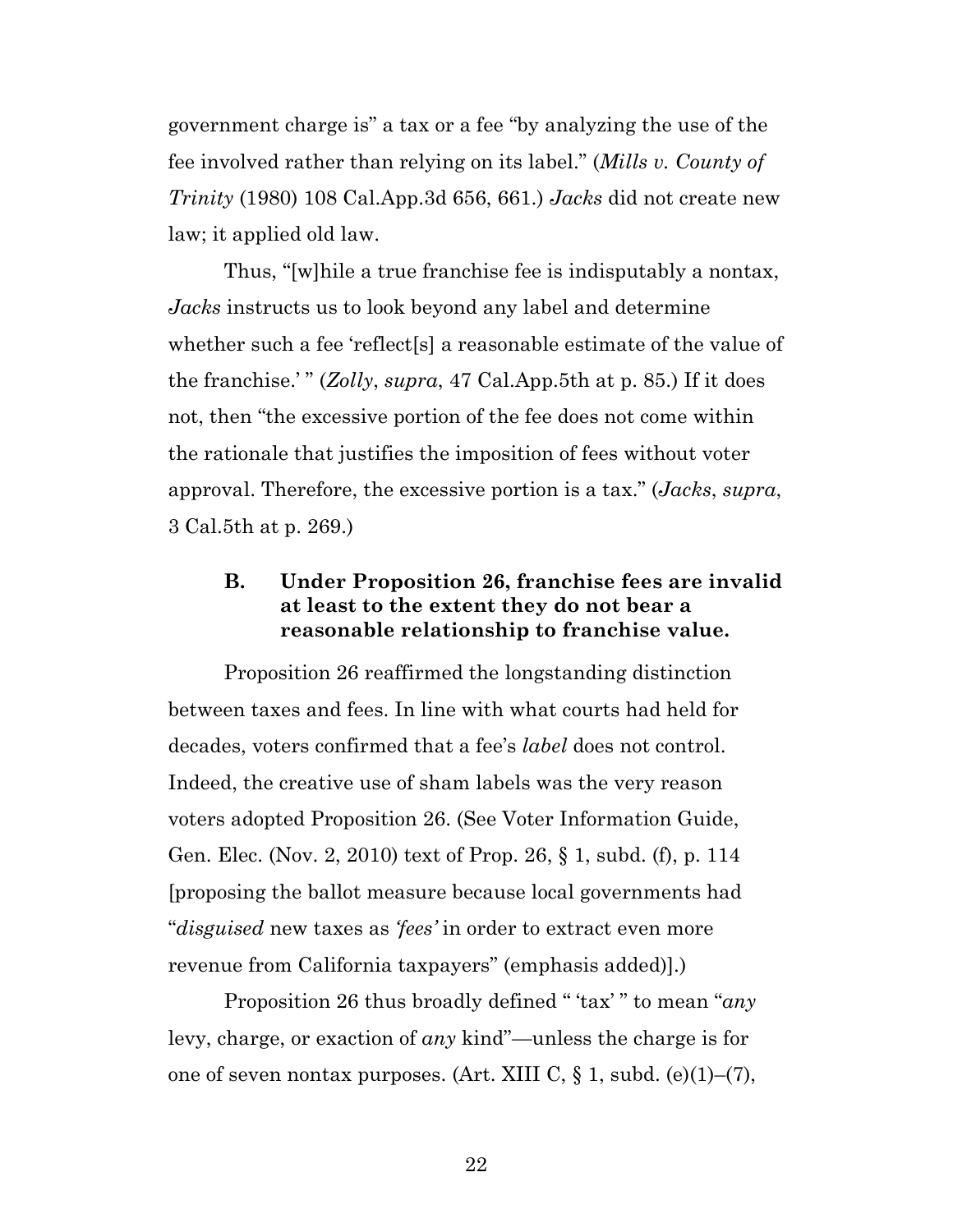government charge is" a tax or a fee "by analyzing the use of the fee involved rather than relying on its label." (*Mills v. County of Trinity* (1980) 108 Cal.App.3d 656, 661.) *Jacks* did not create new law; it applied old law.

Thus, "[w]hile a true franchise fee is indisputably a nontax, *Jacks* instructs us to look beyond any label and determine whether such a fee 'reflect[s] a reasonable estimate of the value of the franchise.' " (*Zolly*, *supra*, 47 Cal.App.5th at p. 85.) If it does not, then "the excessive portion of the fee does not come within the rationale that justifies the imposition of fees without voter approval. Therefore, the excessive portion is a tax." (*Jacks*, *supra*, 3 Cal.5th at p. 269.)

### B. Under Proposition 26, franchise fees are invalid at least to the extent they do not bear a reasonable relationship to franchise value.

Proposition 26 reaffirmed the longstanding distinction between taxes and fees. In line with what courts had held for decades, voters confirmed that a fee's *label* does not control. Indeed, the creative use of sham labels was the very reason voters adopted Proposition 26. (See Voter Information Guide, Gen. Elec. (Nov. 2, 2010) text of Prop. 26, § 1, subd. (f), p. 114 [proposing the ballot measure because local governments had "*disguised* new taxes as *'fees'* in order to extract even more revenue from California taxpayers" (emphasis added)].)

Proposition 26 thus broadly defined " 'tax' " to mean "*any* levy, charge, or exaction of *any* kind"—unless the charge is for one of seven nontax purposes. (Art. XIII C, § 1, subd. (e)(1)–(7),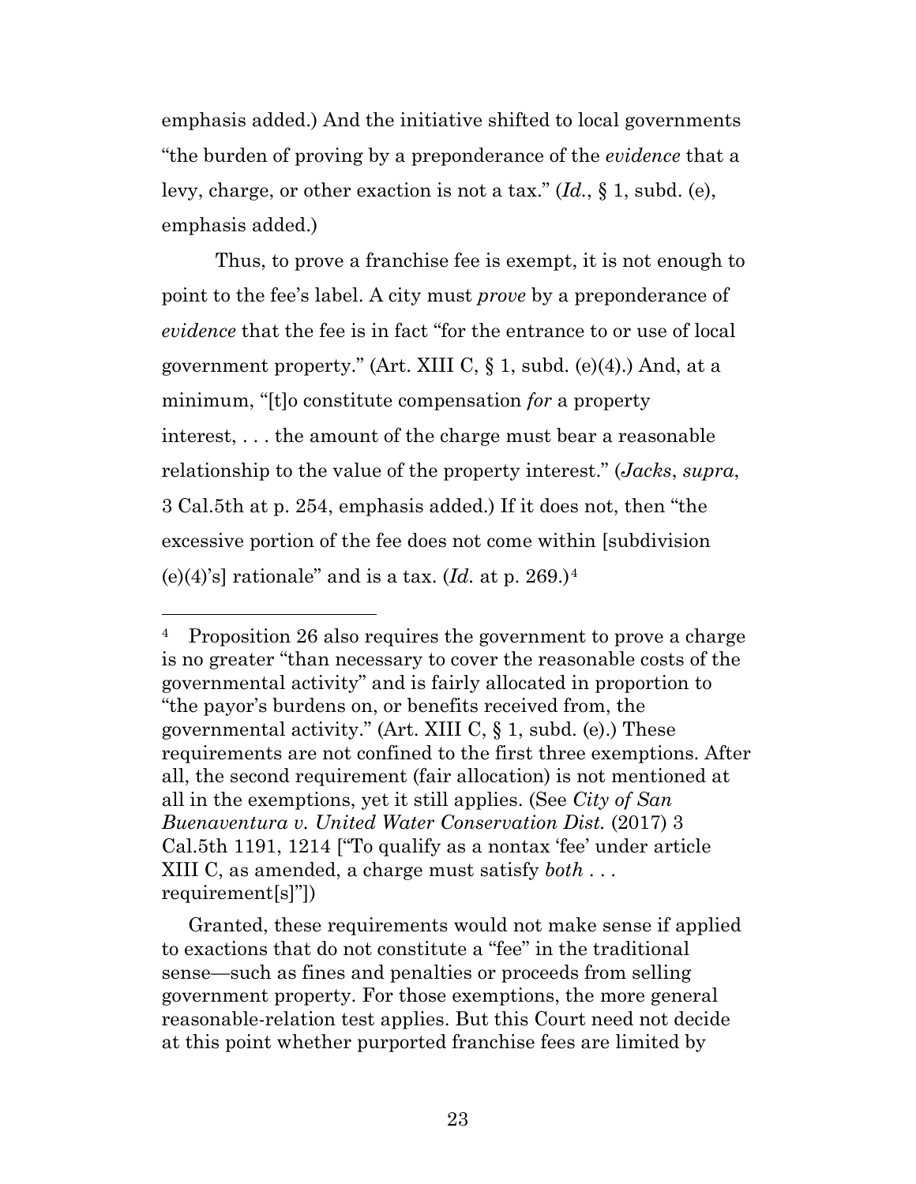emphasis added.) And the initiative shifted to local governments "the burden of proving by a preponderance of the *evidence* that a levy, charge, or other exaction is not a tax." (*Id.*, § 1, subd. (e), emphasis added.)

Thus, to prove a franchise fee is exempt, it is not enough to point to the fee's label. A city must *prove* by a preponderance of *evidence* that the fee is in fact "for the entrance to or use of local government property." (Art. XIII C, § 1, subd. (e)(4).) And, at a minimum, "[t]o constitute compensation *for* a property interest, . . . the amount of the charge must bear a reasonable relationship to the value of the property interest." (*Jacks*, *supra*, 3 Cal.5th at p. 254, emphasis added.) If it does not, then "the excessive portion of the fee does not come within [subdivision (e)(4)'s] rationale" and is a tax. (*Id.* at p. 269.)[4]

---

[4] Proposition 26 also requires the government to prove a charge is no greater "than necessary to cover the reasonable costs of the governmental activity" and is fairly allocated in proportion to "the payor's burdens on, or benefits received from, the governmental activity." (Art. XIII C, § 1, subd. (e).) These requirements are not confined to the first three exemptions. After all, the second requirement (fair allocation) is not mentioned at all in the exemptions, yet it still applies. (See *City of San Buenaventura v. United Water Conservation Dist.* (2017) 3 Cal.5th 1191, 1214 ["To qualify as a nontax 'fee' under article XIII C, as amended, a charge must satisfy *both* . . . requirement[s]"])

Granted, these requirements would not make sense if applied to exactions that do not constitute a "fee" in the traditional sense—such as fines and penalties or proceeds from selling government property. For those exemptions, the more general reasonable-relation test applies. But this Court need not decide at this point whether purported franchise fees are limited by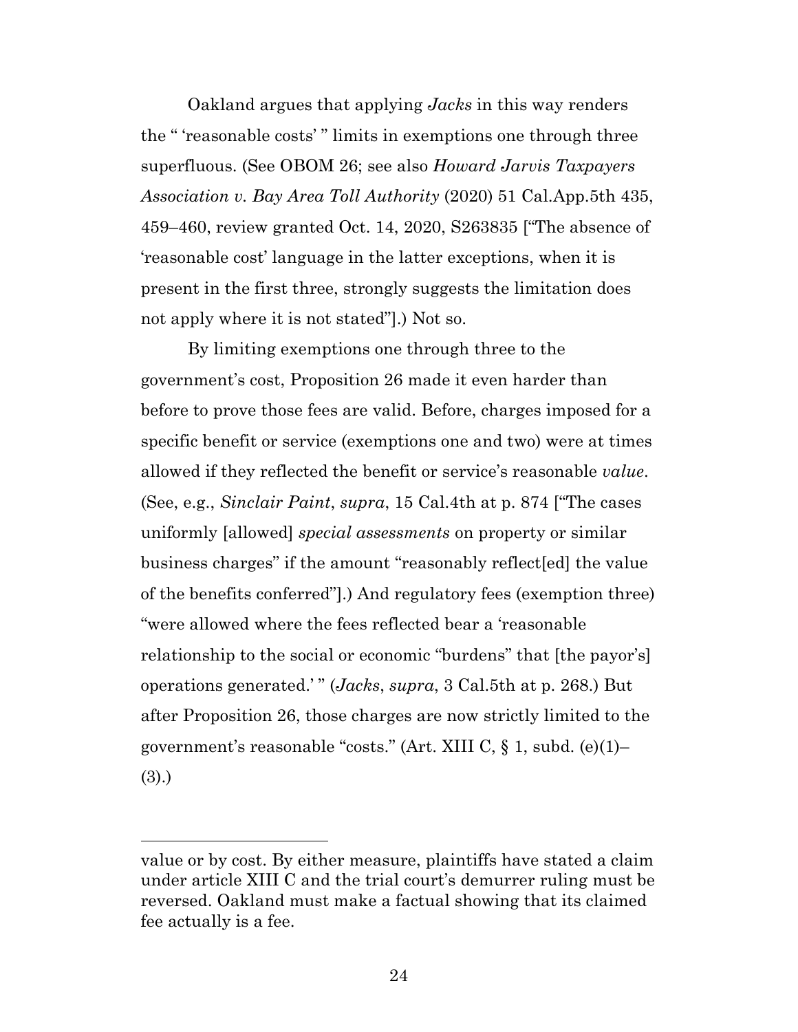Oakland argues that applying *Jacks* in this way renders the " 'reasonable costs' " limits in exemptions one through three superfluous. (See OBOM 26; see also *Howard Jarvis Taxpayers Association v. Bay Area Toll Authority* (2020) 51 Cal.App.5th 435, 459–460, review granted Oct. 14, 2020, S263835 ["The absence of 'reasonable cost' language in the latter exceptions, when it is present in the first three, strongly suggests the limitation does not apply where it is not stated"].) Not so.

By limiting exemptions one through three to the government's cost, Proposition 26 made it even harder than before to prove those fees are valid. Before, charges imposed for a specific benefit or service (exemptions one and two) were at times allowed if they reflected the benefit or service's reasonable *value*. (See, e.g., *Sinclair Paint*, *supra*, 15 Cal.4th at p. 874 ["The cases uniformly [allowed] *special assessments* on property or similar business charges" if the amount "reasonably reflect[ed] the value of the benefits conferred"].) And regulatory fees (exemption three) "were allowed where the fees reflected bear a 'reasonable relationship to the social or economic "burdens" that [the payor's] operations generated.' " (*Jacks*, *supra*, 3 Cal.5th at p. 268.) But after Proposition 26, those charges are now strictly limited to the government's reasonable "costs." (Art. XIII C, § 1, subd. (e)(1)–(3).)

---

value or by cost. By either measure, plaintiffs have stated a claim under article XIII C and the trial court's demurrer ruling must be reversed. Oakland must make a factual showing that its claimed fee actually is a fee.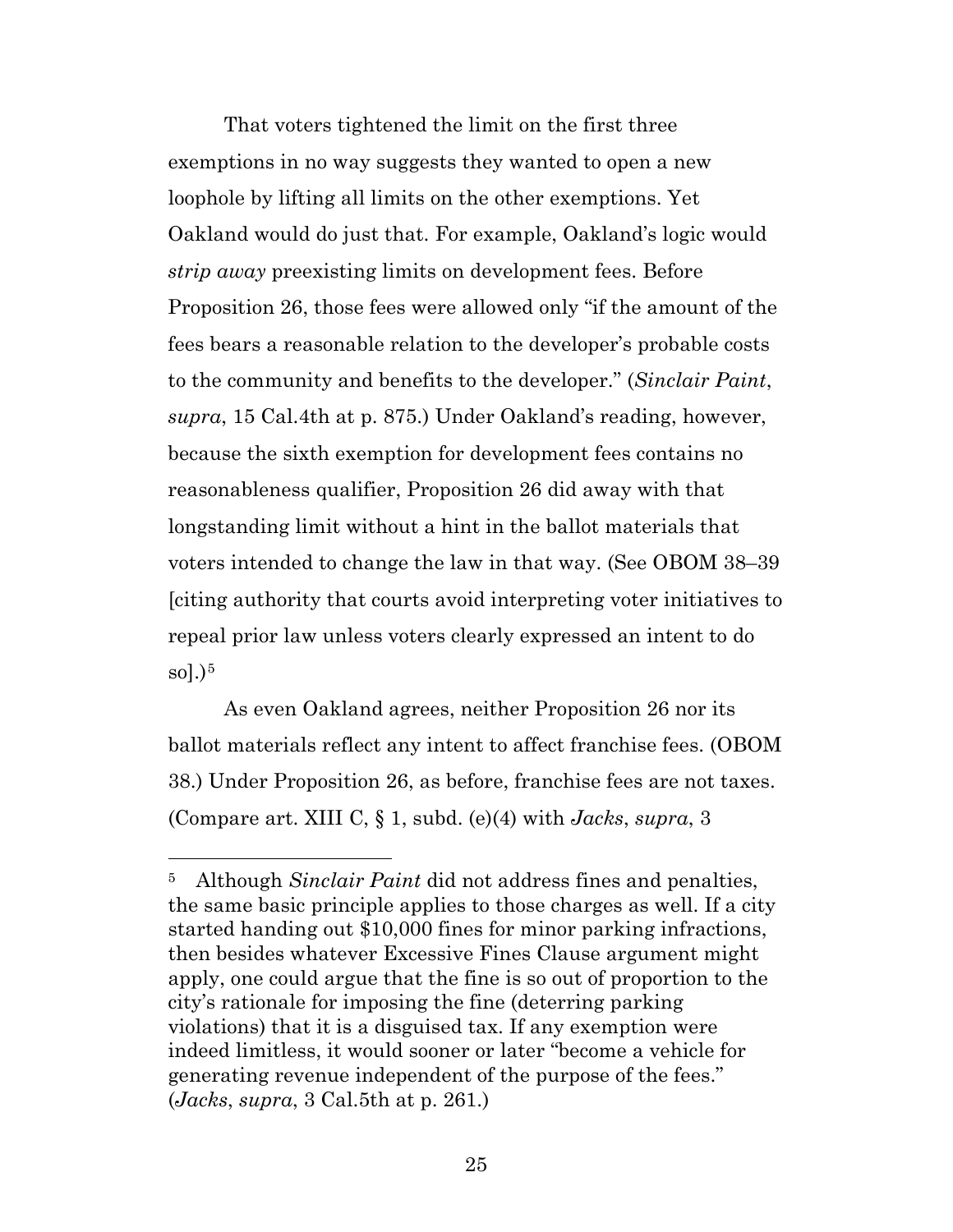That voters tightened the limit on the first three exemptions in no way suggests they wanted to open a new loophole by lifting all limits on the other exemptions. Yet Oakland would do just that. For example, Oakland's logic would *strip away* preexisting limits on development fees. Before Proposition 26, those fees were allowed only "if the amount of the fees bears a reasonable relation to the developer's probable costs to the community and benefits to the developer." (*Sinclair Paint*, *supra*, 15 Cal.4th at p. 875.) Under Oakland's reading, however, because the sixth exemption for development fees contains no reasonableness qualifier, Proposition 26 did away with that longstanding limit without a hint in the ballot materials that voters intended to change the law in that way. (See OBOM 38–39 [citing authority that courts avoid interpreting voter initiatives to repeal prior law unless voters clearly expressed an intent to do so].)[5]

As even Oakland agrees, neither Proposition 26 nor its ballot materials reflect any intent to affect franchise fees. (OBOM 38.) Under Proposition 26, as before, franchise fees are not taxes. (Compare art. XIII C, § 1, subd. (e)(4) with *Jacks*, *supra*, 3

---

[5] Although *Sinclair Paint* did not address fines and penalties, the same basic principle applies to those charges as well. If a city started handing out $10,000 fines for minor parking infractions, then besides whatever Excessive Fines Clause argument might apply, one could argue that the fine is so out of proportion to the city's rationale for imposing the fine (deterring parking violations) that it is a disguised tax. If any exemption were indeed limitless, it would sooner or later "become a vehicle for generating revenue independent of the purpose of the fees." (*Jacks*, *supra*, 3 Cal.5th at p. 261.)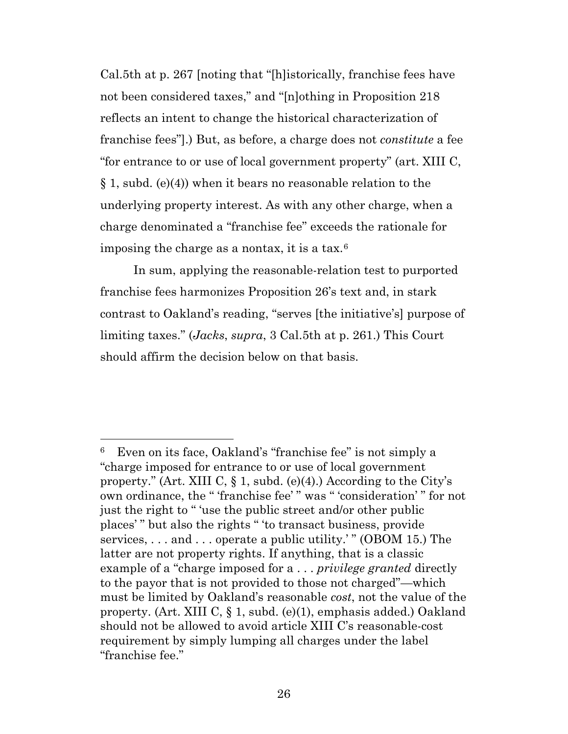Cal.5th at p. 267 [noting that "[h]istorically, franchise fees have not been considered taxes," and "[n]othing in Proposition 218 reflects an intent to change the historical characterization of franchise fees"].) But, as before, a charge does not *constitute* a fee "for entrance to or use of local government property" (art. XIII C, § 1, subd. (e)(4)) when it bears no reasonable relation to the underlying property interest. As with any other charge, when a charge denominated a "franchise fee" exceeds the rationale for imposing the charge as a nontax, it is a tax.[6]

In sum, applying the reasonable-relation test to purported franchise fees harmonizes Proposition 26's text and, in stark contrast to Oakland's reading, "serves [the initiative's] purpose of limiting taxes." (*Jacks*, *supra*, 3 Cal.5th at p. 261.) This Court should affirm the decision below on that basis.

---

[6] Even on its face, Oakland's "franchise fee" is not simply a "charge imposed for entrance to or use of local government property." (Art. XIII C, § 1, subd. (e)(4).) According to the City's own ordinance, the " 'franchise fee' " was " 'consideration' " for not just the right to " 'use the public street and/or other public places' " but also the rights " 'to transact business, provide services, . . . and . . . operate a public utility.' " (OBOM 15.) The latter are not property rights. If anything, that is a classic example of a "charge imposed for a . . . *privilege granted* directly to the payor that is not provided to those not charged"—which must be limited by Oakland's reasonable *cost*, not the value of the property. (Art. XIII C, § 1, subd. (e)(1), emphasis added.) Oakland should not be allowed to avoid article XIII C's reasonable-cost requirement by simply lumping all charges under the label "franchise fee."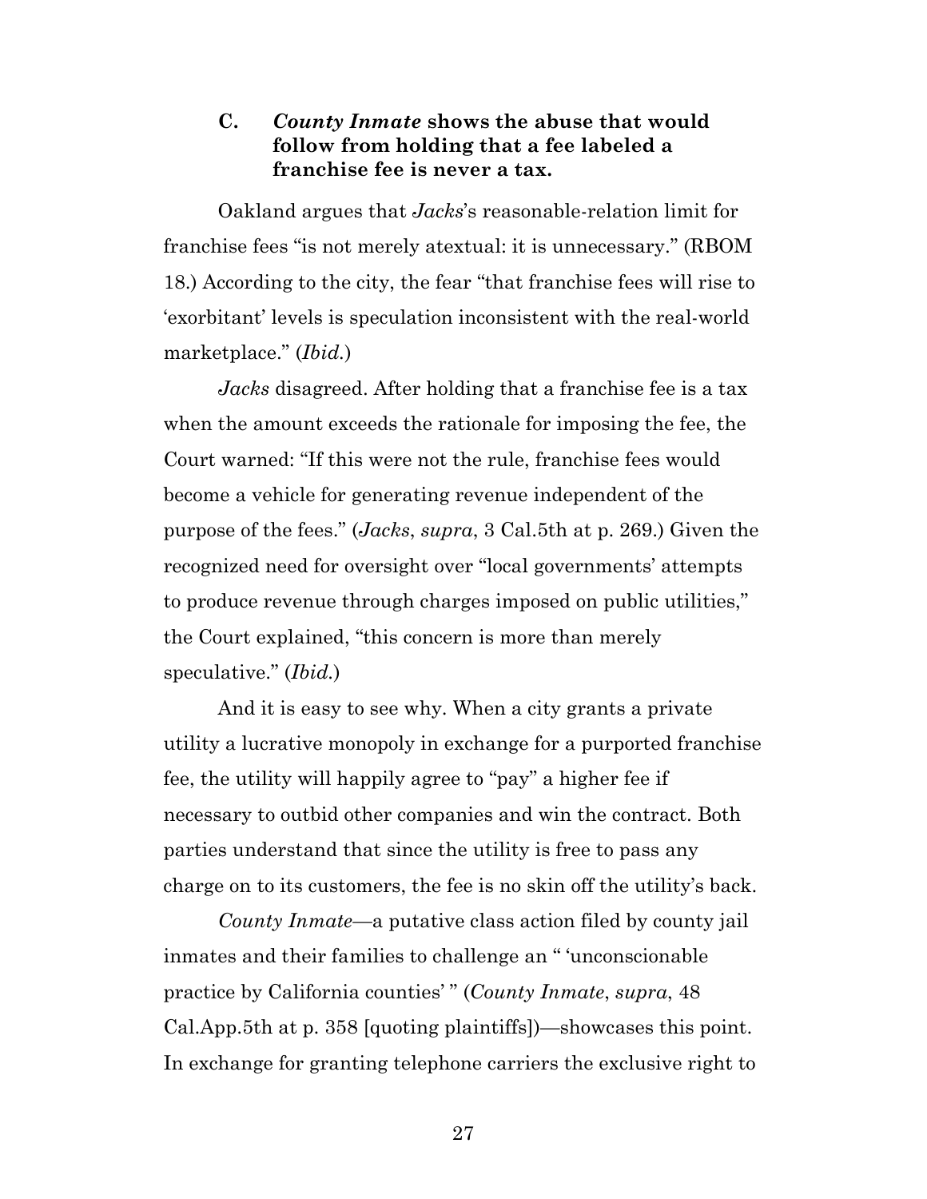### C. *County Inmate* shows the abuse that would follow from holding that a fee labeled a franchise fee is never a tax.

Oakland argues that *Jacks*'s reasonable-relation limit for franchise fees "is not merely atextual: it is unnecessary." (RBOM 18.) According to the city, the fear "that franchise fees will rise to 'exorbitant' levels is speculation inconsistent with the real-world marketplace." (*Ibid.*)

*Jacks* disagreed. After holding that a franchise fee is a tax when the amount exceeds the rationale for imposing the fee, the Court warned: "If this were not the rule, franchise fees would become a vehicle for generating revenue independent of the purpose of the fees." (*Jacks*, *supra*, 3 Cal.5th at p. 269.) Given the recognized need for oversight over "local governments' attempts to produce revenue through charges imposed on public utilities," the Court explained, "this concern is more than merely speculative." (*Ibid.*)

And it is easy to see why. When a city grants a private utility a lucrative monopoly in exchange for a purported franchise fee, the utility will happily agree to "pay" a higher fee if necessary to outbid other companies and win the contract. Both parties understand that since the utility is free to pass any charge on to its customers, the fee is no skin off the utility's back.

*County Inmate*—a putative class action filed by county jail inmates and their families to challenge an " 'unconscionable practice by California counties' " (*County Inmate*, *supra*, 48 Cal.App.5th at p. 358 [quoting plaintiffs])—showcases this point. In exchange for granting telephone carriers the exclusive right to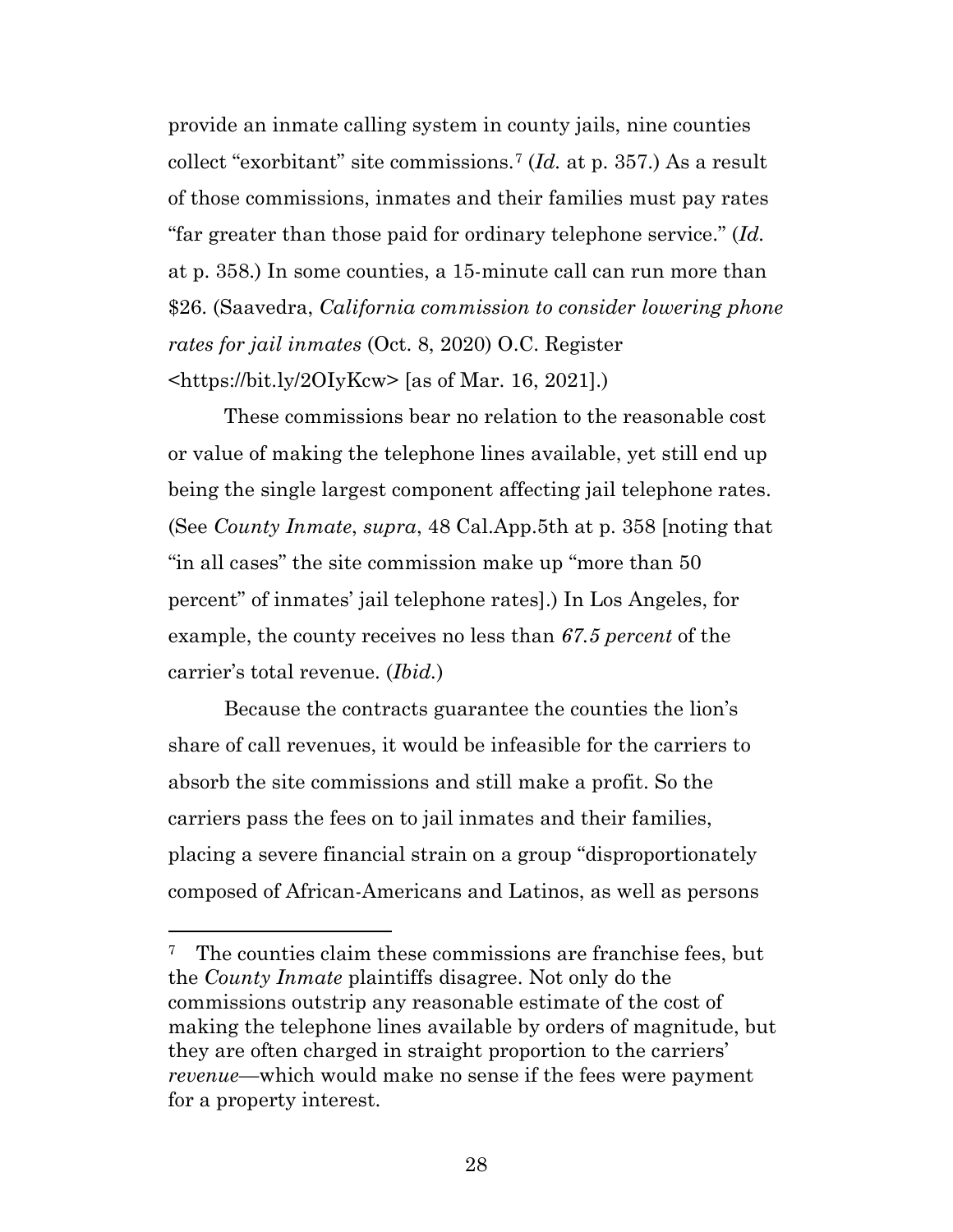provide an inmate calling system in county jails, nine counties collect "exorbitant" site commissions.[7] (*Id.* at p. 357.) As a result of those commissions, inmates and their families must pay rates "far greater than those paid for ordinary telephone service." (*Id.* at p. 358.) In some counties, a 15-minute call can run more than $26. (Saavedra, *California commission to consider lowering phone rates for jail inmates* (Oct. 8, 2020) O.C. Register <https://bit.ly/2OIyKcw> [as of Mar. 16, 2021].)

These commissions bear no relation to the reasonable cost or value of making the telephone lines available, yet still end up being the single largest component affecting jail telephone rates. (See *County Inmate*, *supra*, 48 Cal.App.5th at p. 358 [noting that "in all cases" the site commission make up "more than 50 percent" of inmates' jail telephone rates].) In Los Angeles, for example, the county receives no less than ***67.5 percent*** of the carrier's total revenue. (*Ibid.*)

Because the contracts guarantee the counties the lion's share of call revenues, it would be infeasible for the carriers to absorb the site commissions and still make a profit. So the carriers pass the fees on to jail inmates and their families, placing a severe financial strain on a group "disproportionately composed of African-Americans and Latinos, as well as persons

---

[7] The counties claim these commissions are franchise fees, but the *County Inmate* plaintiffs disagree. Not only do the commissions outstrip any reasonable estimate of the cost of making the telephone lines available by orders of magnitude, but they are often charged in straight proportion to the carriers' *revenue*—which would make no sense if the fees were payment for a property interest.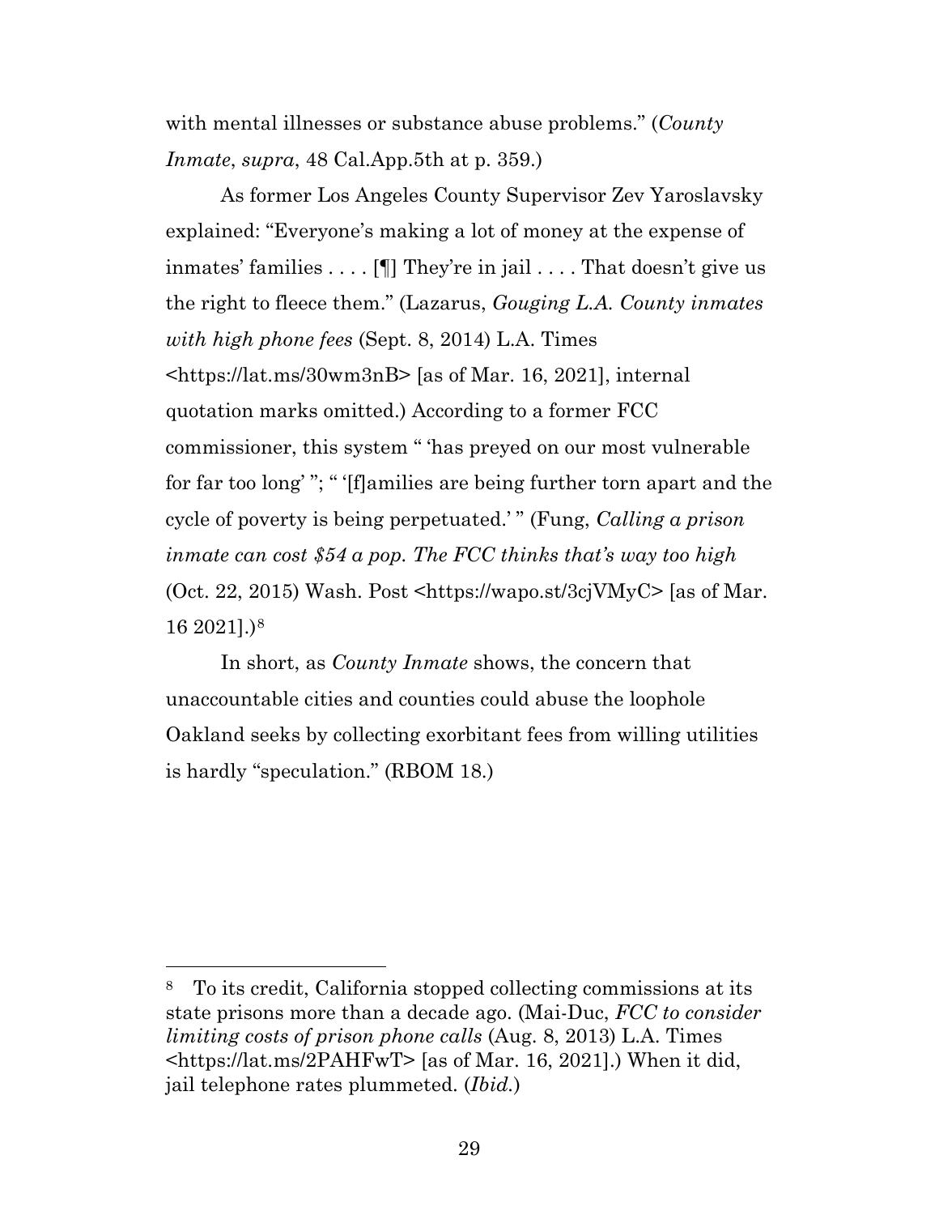with mental illnesses or substance abuse problems." (*County Inmate*, *supra*, 48 Cal.App.5th at p. 359.)

As former Los Angeles County Supervisor Zev Yaroslavsky explained: "Everyone's making a lot of money at the expense of inmates' families . . . . [¶] They're in jail . . . . That doesn't give us the right to fleece them." (Lazarus, *Gouging L.A. County inmates with high phone fees* (Sept. 8, 2014) L.A. Times <https://lat.ms/30wm3nB> [as of Mar. 16, 2021], internal quotation marks omitted.) According to a former FCC commissioner, this system " 'has preyed on our most vulnerable for far too long' "; " '[f]amilies are being further torn apart and the cycle of poverty is being perpetuated.' " (Fung, *Calling a prison inmate can cost $54 a pop. The FCC thinks that's way too high* (Oct. 22, 2015) Wash. Post <https://wapo.st/3cjVMyC> [as of Mar. 16 2021].)[8]

In short, as *County Inmate* shows, the concern that unaccountable cities and counties could abuse the loophole Oakland seeks by collecting exorbitant fees from willing utilities is hardly "speculation." (RBOM 18.)

---

[8] To its credit, California stopped collecting commissions at its state prisons more than a decade ago. (Mai-Duc, *FCC to consider limiting costs of prison phone calls* (Aug. 8, 2013) L.A. Times <https://lat.ms/2PAHFwT> [as of Mar. 16, 2021].) When it did, jail telephone rates plummeted. (*Ibid.*)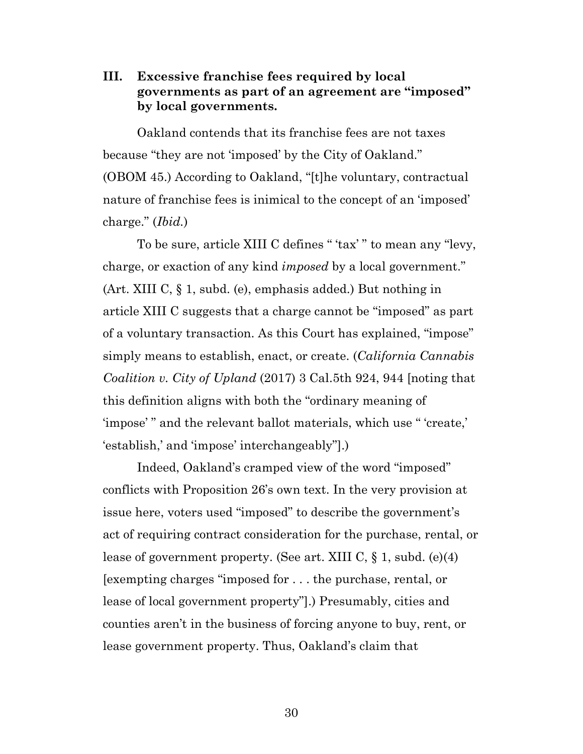## III. Excessive franchise fees required by local governments as part of an agreement are "imposed" by local governments.

Oakland contends that its franchise fees are not taxes because "they are not 'imposed' by the City of Oakland." (OBOM 45.) According to Oakland, "[t]he voluntary, contractual nature of franchise fees is inimical to the concept of an 'imposed' charge." (*Ibid.*)

To be sure, article XIII C defines " 'tax' " to mean any "levy, charge, or exaction of any kind *imposed* by a local government." (Art. XIII C, § 1, subd. (e), emphasis added.) But nothing in article XIII C suggests that a charge cannot be "imposed" as part of a voluntary transaction. As this Court has explained, "impose" simply means to establish, enact, or create. (*California Cannabis Coalition v. City of Upland* (2017) 3 Cal.5th 924, 944 [noting that this definition aligns with both the "ordinary meaning of 'impose' " and the relevant ballot materials, which use " 'create,' 'establish,' and 'impose' interchangeably"].)

Indeed, Oakland's cramped view of the word "imposed" conflicts with Proposition 26's own text. In the very provision at issue here, voters used "imposed" to describe the government's act of requiring contract consideration for the purchase, rental, or lease of government property. (See art. XIII C, § 1, subd. (e)(4) [exempting charges "imposed for . . . the purchase, rental, or lease of local government property"].) Presumably, cities and counties aren't in the business of forcing anyone to buy, rent, or lease government property. Thus, Oakland's claim that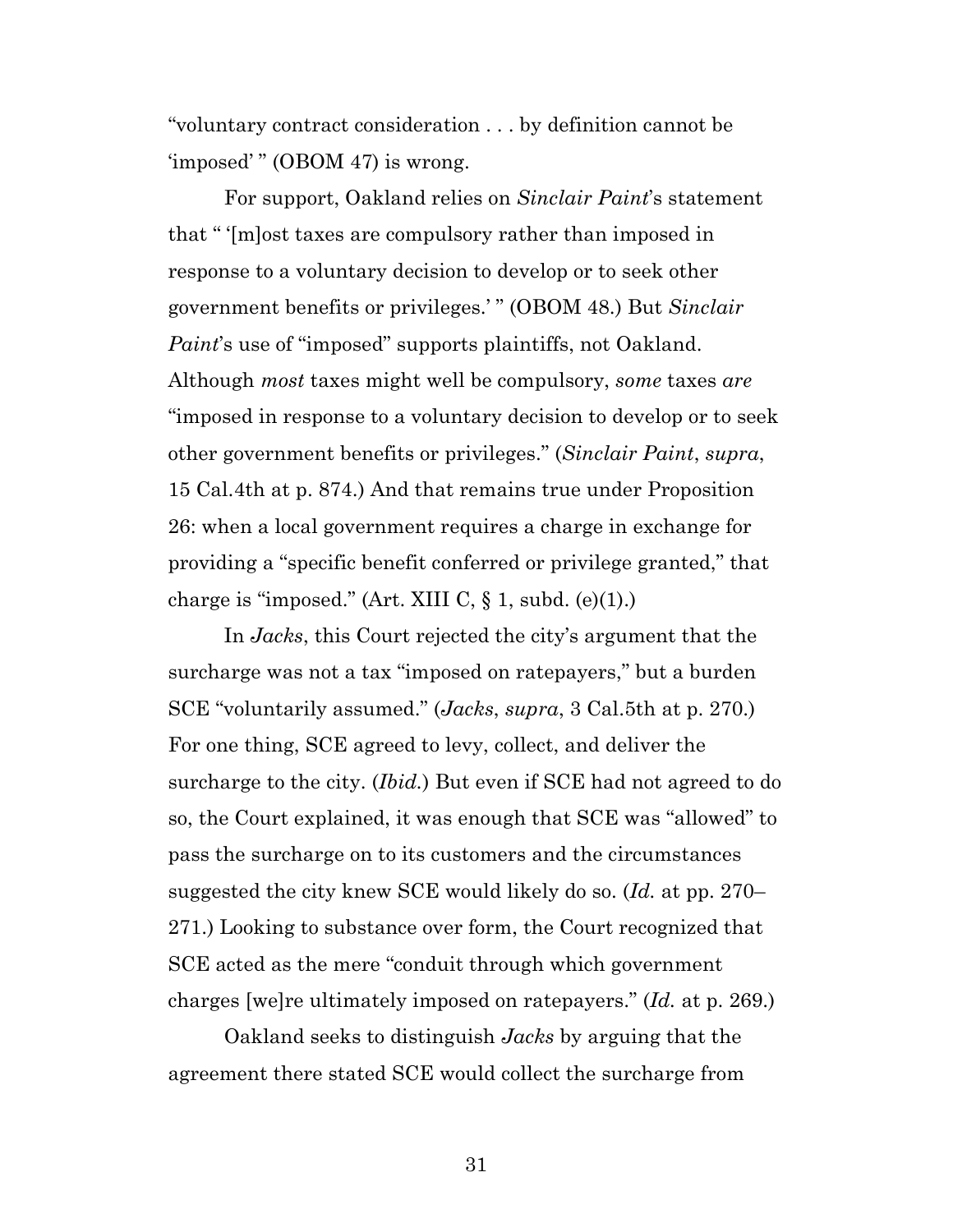"voluntary contract consideration . . . by definition cannot be 'imposed' " (OBOM 47) is wrong.

For support, Oakland relies on *Sinclair Paint*'s statement that " '[m]ost taxes are compulsory rather than imposed in response to a voluntary decision to develop or to seek other government benefits or privileges.' " (OBOM 48.) But *Sinclair Paint*'s use of "imposed" supports plaintiffs, not Oakland. Although *most* taxes might well be compulsory, *some* taxes *are* "imposed in response to a voluntary decision to develop or to seek other government benefits or privileges." (*Sinclair Paint*, *supra*, 15 Cal.4th at p. 874.) And that remains true under Proposition 26: when a local government requires a charge in exchange for providing a "specific benefit conferred or privilege granted," that charge is "imposed." (Art. XIII C, § 1, subd. (e)(1).)

In *Jacks*, this Court rejected the city's argument that the surcharge was not a tax "imposed on ratepayers," but a burden SCE "voluntarily assumed." (*Jacks*, *supra*, 3 Cal.5th at p. 270.) For one thing, SCE agreed to levy, collect, and deliver the surcharge to the city. (*Ibid.*) But even if SCE had not agreed to do so, the Court explained, it was enough that SCE was "allowed" to pass the surcharge on to its customers and the circumstances suggested the city knew SCE would likely do so. (*Id.* at pp. 270–271.) Looking to substance over form, the Court recognized that SCE acted as the mere "conduit through which government charges [we]re ultimately imposed on ratepayers." (*Id.* at p. 269.)

Oakland seeks to distinguish *Jacks* by arguing that the agreement there stated SCE would collect the surcharge from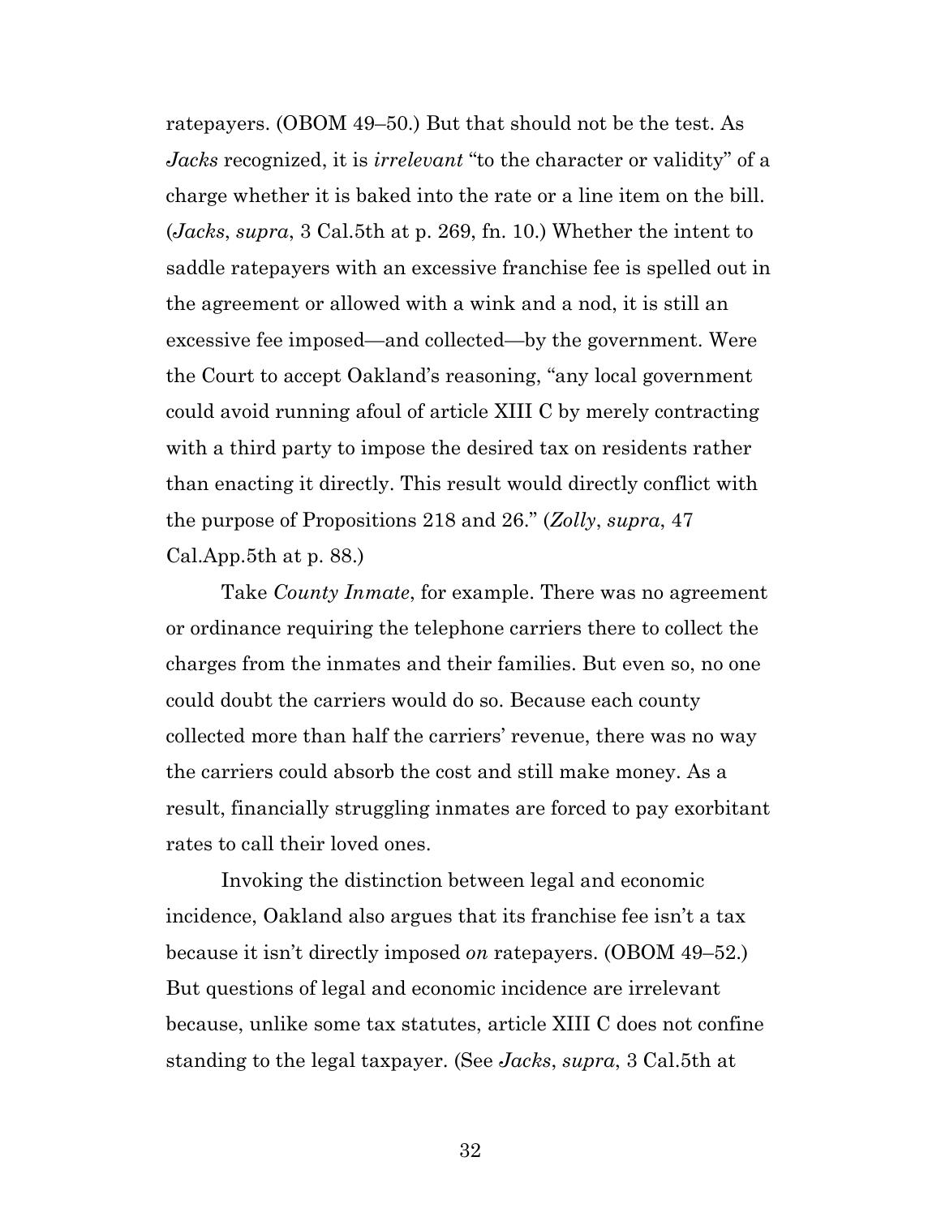ratepayers. (OBOM 49–50.) But that should not be the test. As *Jacks* recognized, it is *irrelevant* "to the character or validity" of a charge whether it is baked into the rate or a line item on the bill. (*Jacks*, *supra*, 3 Cal.5th at p. 269, fn. 10.) Whether the intent to saddle ratepayers with an excessive franchise fee is spelled out in the agreement or allowed with a wink and a nod, it is still an excessive fee imposed—and collected—by the government. Were the Court to accept Oakland's reasoning, "any local government could avoid running afoul of article XIII C by merely contracting with a third party to impose the desired tax on residents rather than enacting it directly. This result would directly conflict with the purpose of Propositions 218 and 26." (*Zolly*, *supra*, 47 Cal.App.5th at p. 88.)

Take *County Inmate*, for example. There was no agreement or ordinance requiring the telephone carriers there to collect the charges from the inmates and their families. But even so, no one could doubt the carriers would do so. Because each county collected more than half the carriers' revenue, there was no way the carriers could absorb the cost and still make money. As a result, financially struggling inmates are forced to pay exorbitant rates to call their loved ones.

Invoking the distinction between legal and economic incidence, Oakland also argues that its franchise fee isn't a tax because it isn't directly imposed *on* ratepayers. (OBOM 49–52.) But questions of legal and economic incidence are irrelevant because, unlike some tax statutes, article XIII C does not confine standing to the legal taxpayer. (See *Jacks*, *supra*, 3 Cal.5th at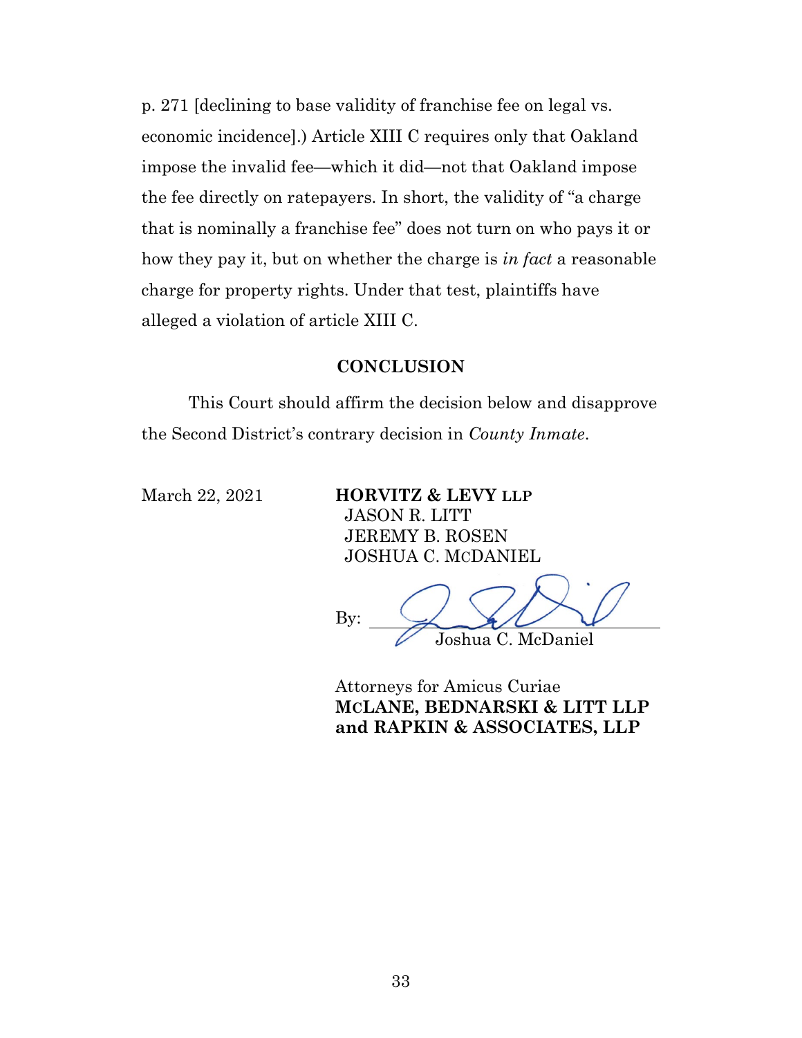p. 271 [declining to base validity of franchise fee on legal vs. economic incidence].) Article XIII C requires only that Oakland impose the invalid fee—which it did—not that Oakland impose the fee directly on ratepayers. In short, the validity of "a charge that is nominally a franchise fee" does not turn on who pays it or how they pay it, but on whether the charge is *in fact* a reasonable charge for property rights. Under that test, plaintiffs have alleged a violation of article XIII C.

## CONCLUSION

This Court should affirm the decision below and disapprove the Second District's contrary decision in *County Inmate*.

March 22, 2021

**HORVITZ & LEVY LLP**
JASON R. LITT
JEREMY B. ROSEN
JOSHUA C. MCDANIEL

By: ______________________
Joshua C. McDaniel

Attorneys for Amicus Curiae
**MCLANE, BEDNARSKI & LITT LLP and RAPKIN & ASSOCIATES, LLP**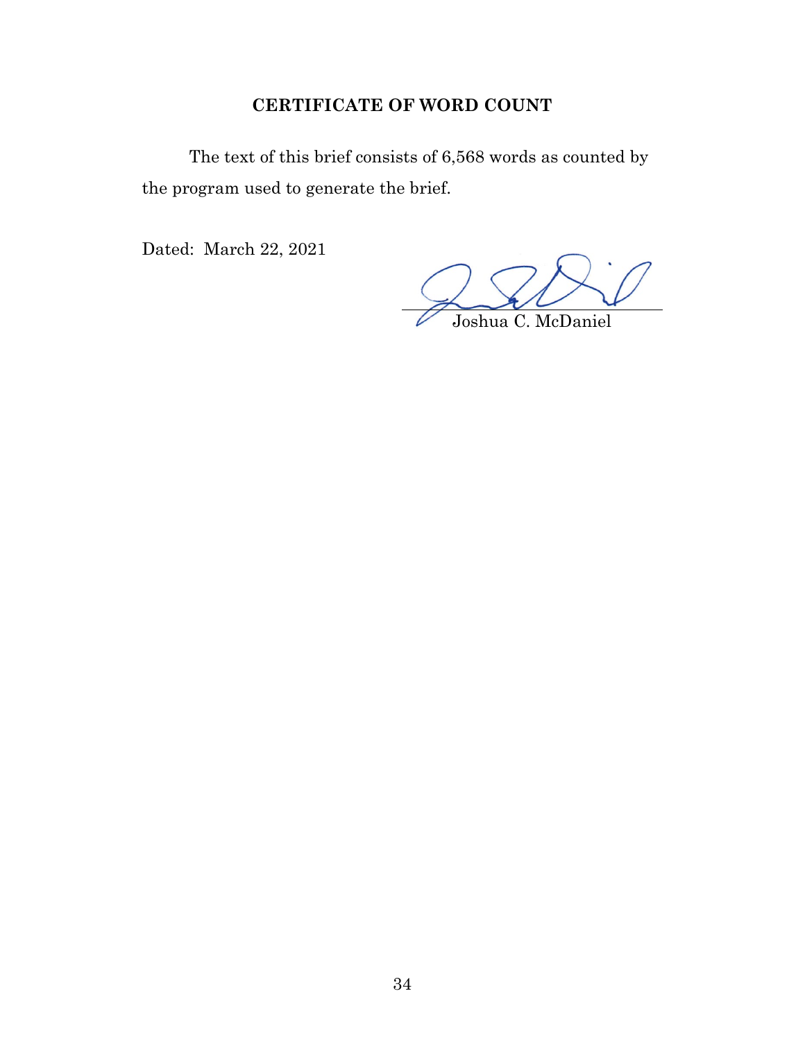## CERTIFICATE OF WORD COUNT

The text of this brief consists of 6,568 words as counted by the program used to generate the brief.

Dated: March 22, 2021

Joshua C. McDaniel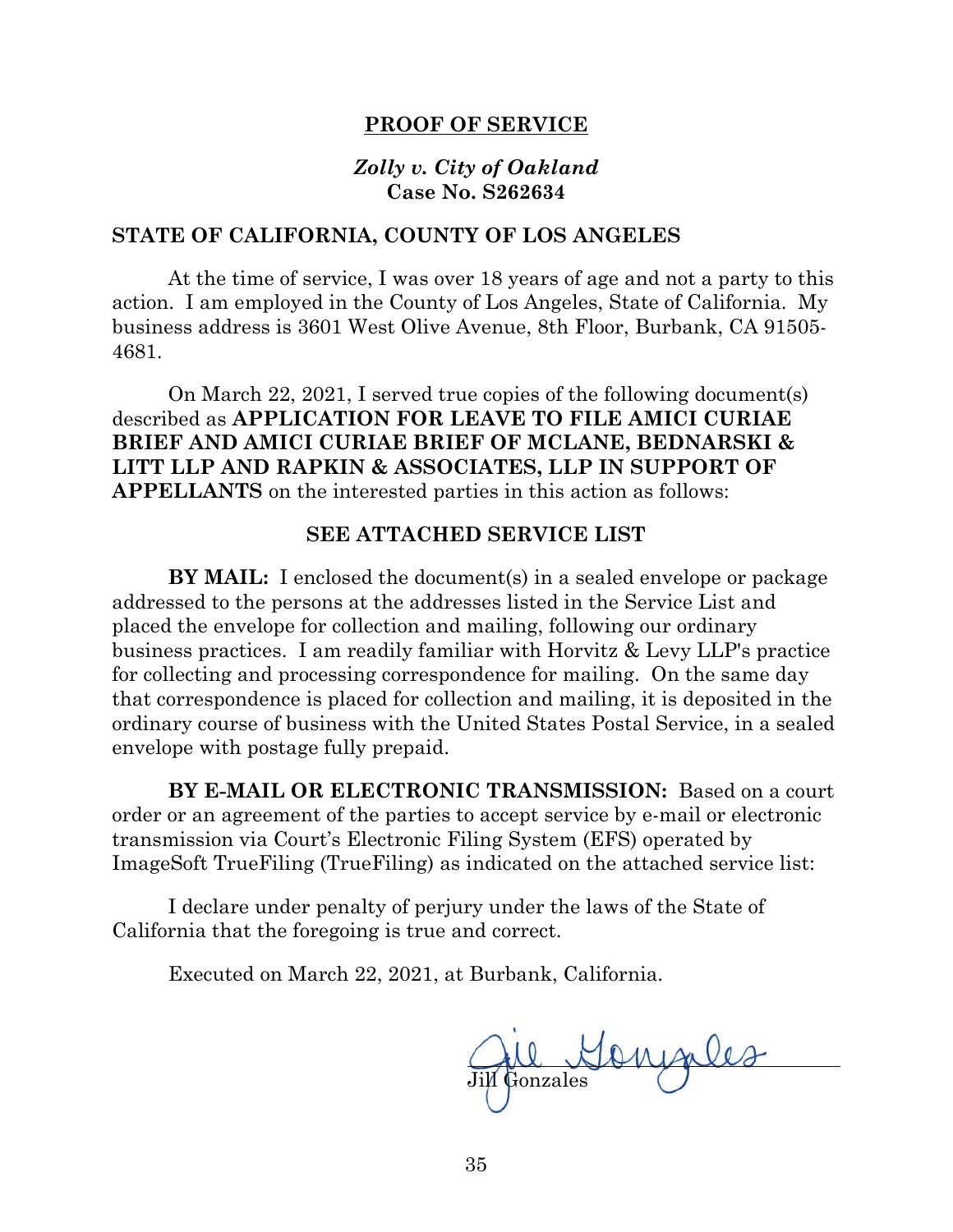## PROOF OF SERVICE

***Zolly v. City of Oakland***
**Case No. S262634**

**STATE OF CALIFORNIA, COUNTY OF LOS ANGELES**

At the time of service, I was over 18 years of age and not a party to this action. I am employed in the County of Los Angeles, State of California. My business address is 3601 West Olive Avenue, 8th Floor, Burbank, CA 91505-4681.

On March 22, 2021, I served true copies of the following document(s) described as **APPLICATION FOR LEAVE TO FILE AMICI CURIAE BRIEF AND AMICI CURIAE BRIEF OF MCLANE, BEDNARSKI & LITT LLP AND RAPKIN & ASSOCIATES, LLP IN SUPPORT OF APPELLANTS** on the interested parties in this action as follows:

**SEE ATTACHED SERVICE LIST**

**BY MAIL:** I enclosed the document(s) in a sealed envelope or package addressed to the persons at the addresses listed in the Service List and placed the envelope for collection and mailing, following our ordinary business practices. I am readily familiar with Horvitz & Levy LLP's practice for collecting and processing correspondence for mailing. On the same day that correspondence is placed for collection and mailing, it is deposited in the ordinary course of business with the United States Postal Service, in a sealed envelope with postage fully prepaid.

**BY E-MAIL OR ELECTRONIC TRANSMISSION:** Based on a court order or an agreement of the parties to accept service by e-mail or electronic transmission via Court's Electronic Filing System (EFS) operated by ImageSoft TrueFiling (TrueFiling) as indicated on the attached service list:

I declare under penalty of perjury under the laws of the State of California that the foregoing is true and correct.

Executed on March 22, 2021, at Burbank, California.

Jill Gonzales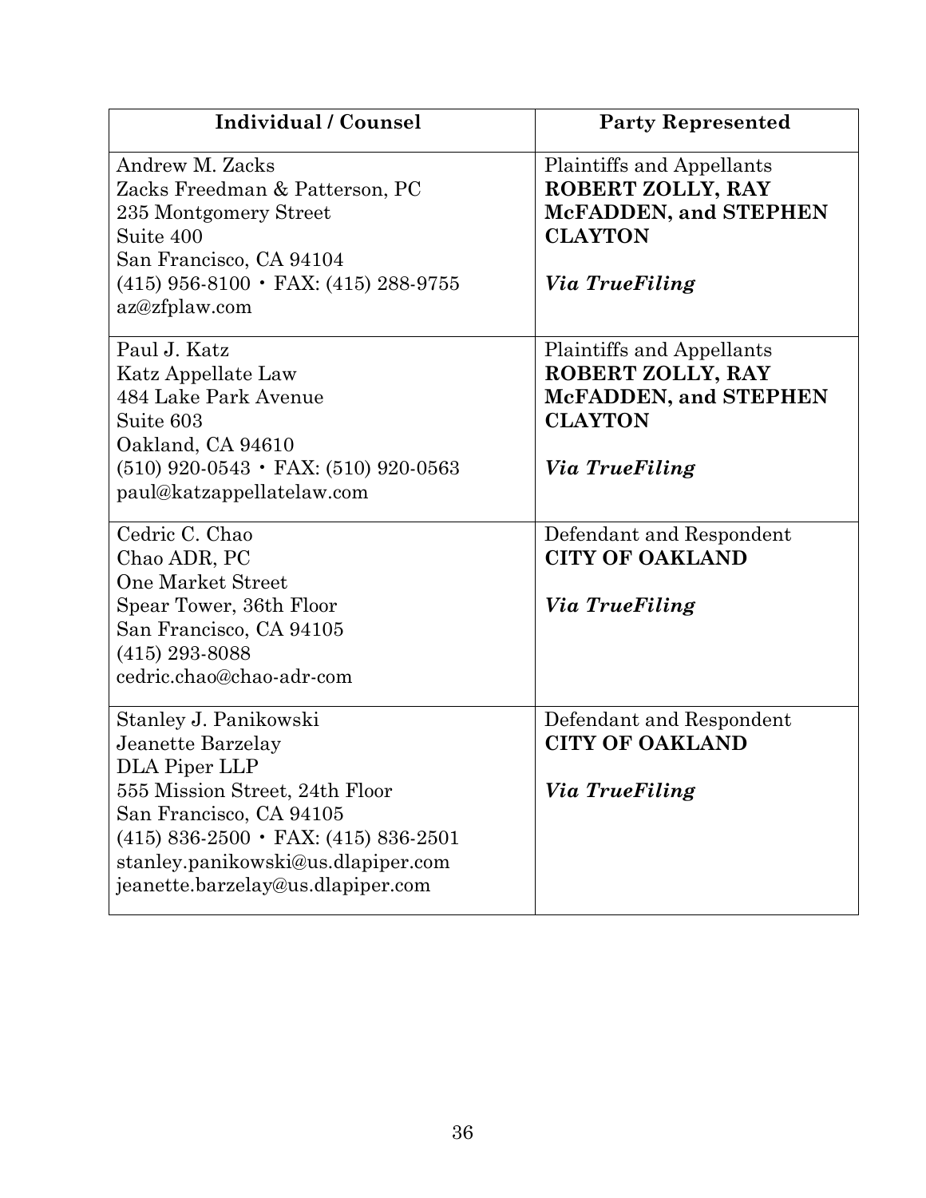| Individual / Counsel | Party Represented |
|---|---|
| Andrew M. Zacks<br>Zacks Freedman & Patterson, PC<br>235 Montgomery Street<br>Suite 400<br>San Francisco, CA 94104<br>(415) 956-8100 • FAX: (415) 288-9755<br>az@zfplaw.com | Plaintiffs and Appellants<br>**ROBERT ZOLLY, RAY McFADDEN, and STEPHEN CLAYTON**<br><br>***Via TrueFiling*** |
| Paul J. Katz<br>Katz Appellate Law<br>484 Lake Park Avenue<br>Suite 603<br>Oakland, CA 94610<br>(510) 920-0543 • FAX: (510) 920-0563<br>paul@katzappellatelaw.com | Plaintiffs and Appellants<br>**ROBERT ZOLLY, RAY McFADDEN, and STEPHEN CLAYTON**<br><br>***Via TrueFiling*** |
| Cedric C. Chao<br>Chao ADR, PC<br>One Market Street<br>Spear Tower, 36th Floor<br>San Francisco, CA 94105<br>(415) 293-8088<br>cedric.chao@chao-adr-com | Defendant and Respondent<br>**CITY OF OAKLAND**<br><br>***Via TrueFiling*** |
| Stanley J. Panikowski<br>Jeanette Barzelay<br>DLA Piper LLP<br>555 Mission Street, 24th Floor<br>San Francisco, CA 94105<br>(415) 836-2500 • FAX: (415) 836-2501<br>stanley.panikowski@us.dlapiper.com<br>jeanette.barzelay@us.dlapiper.com | Defendant and Respondent<br>**CITY OF OAKLAND**<br><br>***Via TrueFiling*** |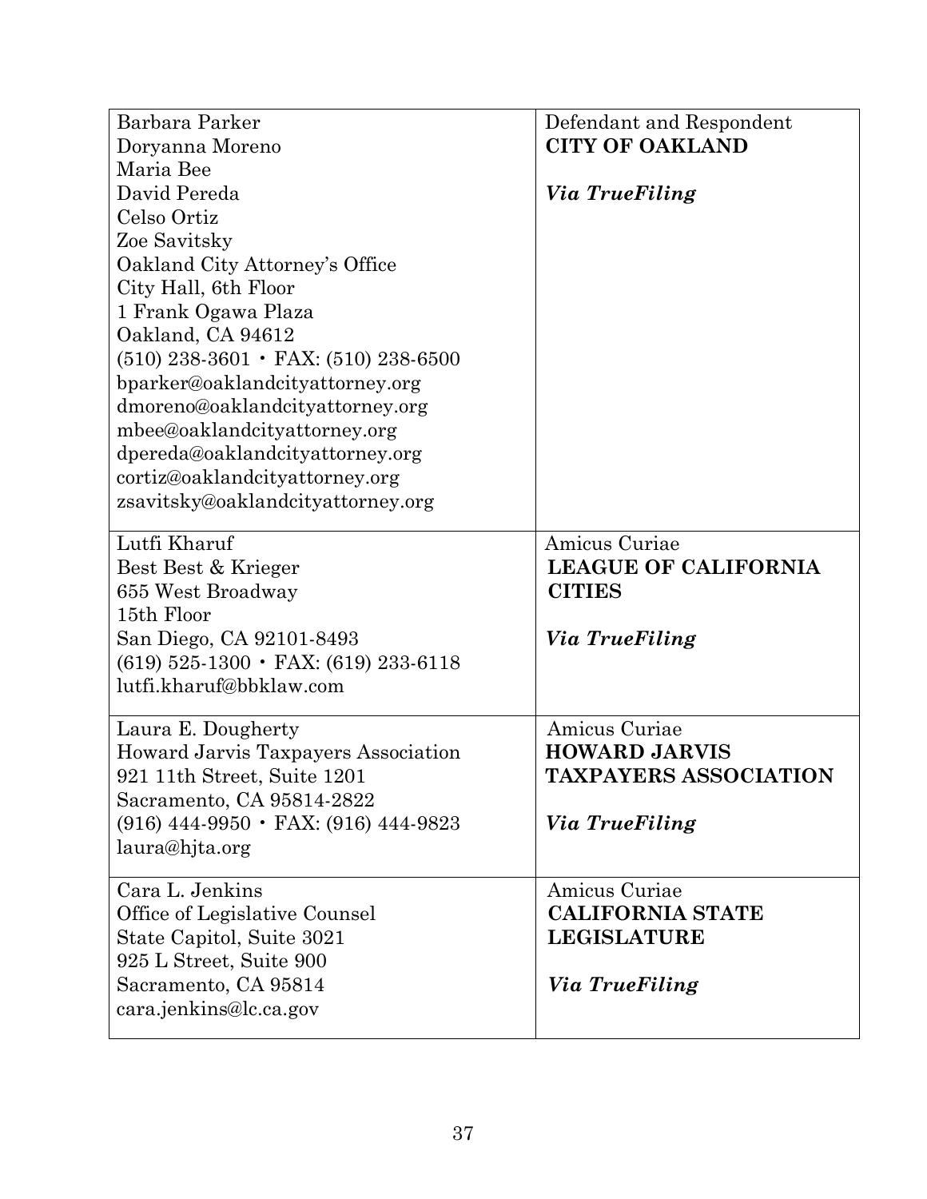| | |
|---|---|
| Barbara Parker<br>Doryanna Moreno<br>Maria Bee<br>David Pereda<br>Celso Ortiz<br>Zoe Savitsky<br>Oakland City Attorney's Office<br>City Hall, 6th Floor<br>1 Frank Ogawa Plaza<br>Oakland, CA 94612<br>(510) 238-3601 • FAX: (510) 238-6500<br>bparker@oaklandcityattorney.org<br>dmoreno@oaklandcityattorney.org<br>mbee@oaklandcityattorney.org<br>dpereda@oaklandcityattorney.org<br>cortiz@oaklandcityattorney.org<br>zsavitsky@oaklandcityattorney.org | Defendant and Respondent<br>**CITY OF OAKLAND**<br><br>***Via TrueFiling*** |
| Lutfi Kharuf<br>Best Best & Krieger<br>655 West Broadway<br>15th Floor<br>San Diego, CA 92101-8493<br>(619) 525-1300 • FAX: (619) 233-6118<br>lutfi.kharuf@bbklaw.com | Amicus Curiae<br>**LEAGUE OF CALIFORNIA CITIES**<br><br>***Via TrueFiling*** |
| Laura E. Dougherty<br>Howard Jarvis Taxpayers Association<br>921 11th Street, Suite 1201<br>Sacramento, CA 95814-2822<br>(916) 444-9950 • FAX: (916) 444-9823<br>laura@hjta.org | Amicus Curiae<br>**HOWARD JARVIS TAXPAYERS ASSOCIATION**<br><br>***Via TrueFiling*** |
| Cara L. Jenkins<br>Office of Legislative Counsel<br>State Capitol, Suite 3021<br>925 L Street, Suite 900<br>Sacramento, CA 95814<br>cara.jenkins@lc.ca.gov | Amicus Curiae<br>**CALIFORNIA STATE LEGISLATURE**<br><br>***Via TrueFiling*** |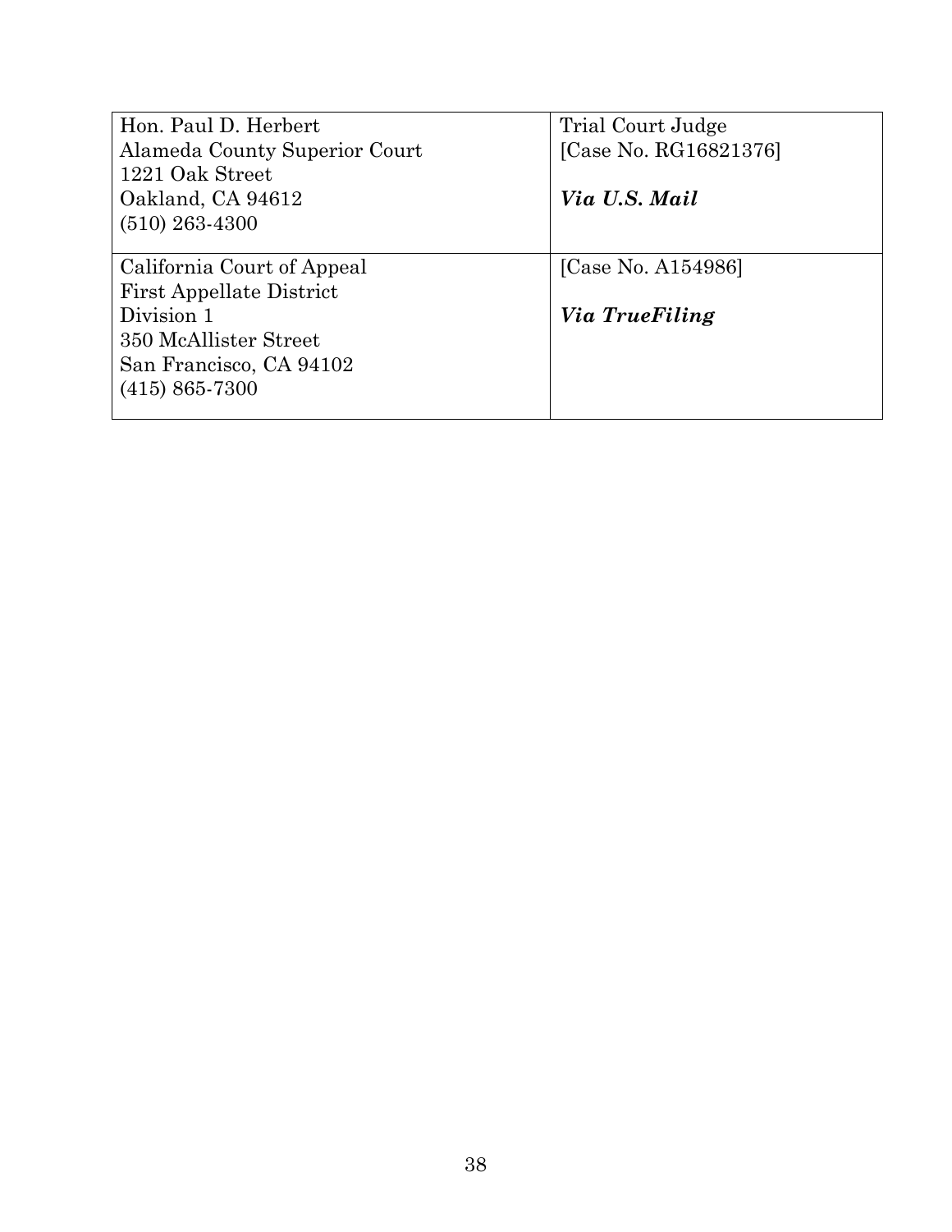| | |
|---|---|
| Hon. Paul D. Herbert<br>Alameda County Superior Court<br>1221 Oak Street<br>Oakland, CA 94612<br>(510) 263-4300 | Trial Court Judge<br>[Case No. RG16821376]<br><br>***Via U.S. Mail*** |
| California Court of Appeal<br>First Appellate District<br>Division 1<br>350 McAllister Street<br>San Francisco, CA 94102<br>(415) 865-7300 | [Case No. A154986]<br><br>***Via TrueFiling*** |